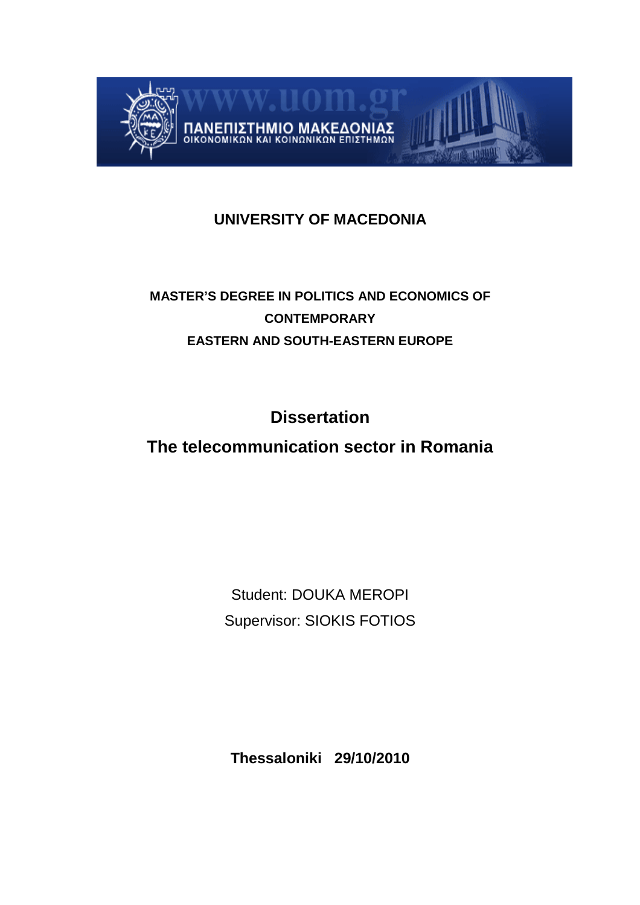**UNIVERSITY OF MACEDONIA**

**MASTER'S DEGREE IN POLITICS AND ECONOMICS OF CONTEMPORARY EASTERN AND SOUTH-EASTERN EUROPE**

# Dissertation

# The telecommunication sector in Romania

Student: DOUKA MEROPI

Supervisor: SIOKIS FOTIOS

**Thessaloniki 29/10/2010**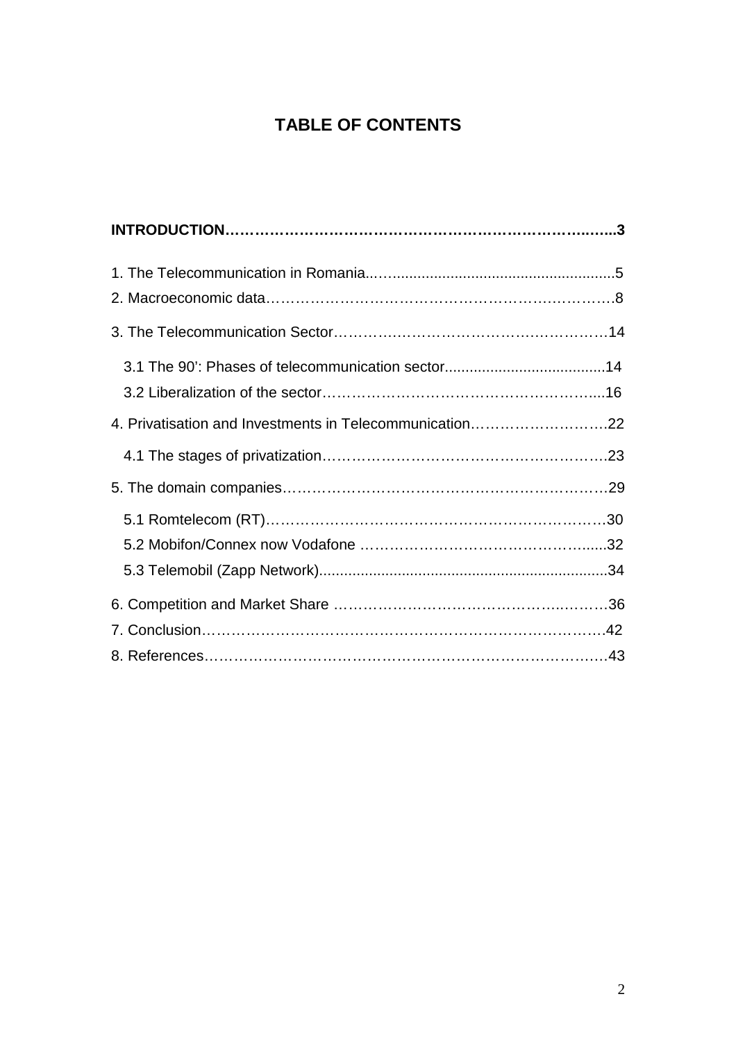# TABLE OF CONTENTS

**INTRODUCTION……………………………………………………………………..…...3**

1. The Telecommunication in Romania..….....................................................5
2. Macroeconomic data……………………………………………….….………8
3. The Telecommunication Sector……….….……………………….…………14
   - 3.1 The 90': Phases of telecommunication sector.......................................14
   - 3.2 Liberalization of the sector…………………………………………….....16
4. Privatisation and Investments in Telecommunication………………………..22
   - 4.1 The stages of privatization………………………………………………..23
5. The domain companies…………………………………………………………29
   - 5.1 Romtelecom (RT)……………………………………………………………30
   - 5.2 Mobifon/Connex now Vodafone …………………………………….......32
   - 5.3 Telemobil (Zapp Network)......................................................................34
6. Competition and Market Share ………………………………………..……..36
7. Conclusion…………………………………………………………………………42
8. References…………………………………………………………………………43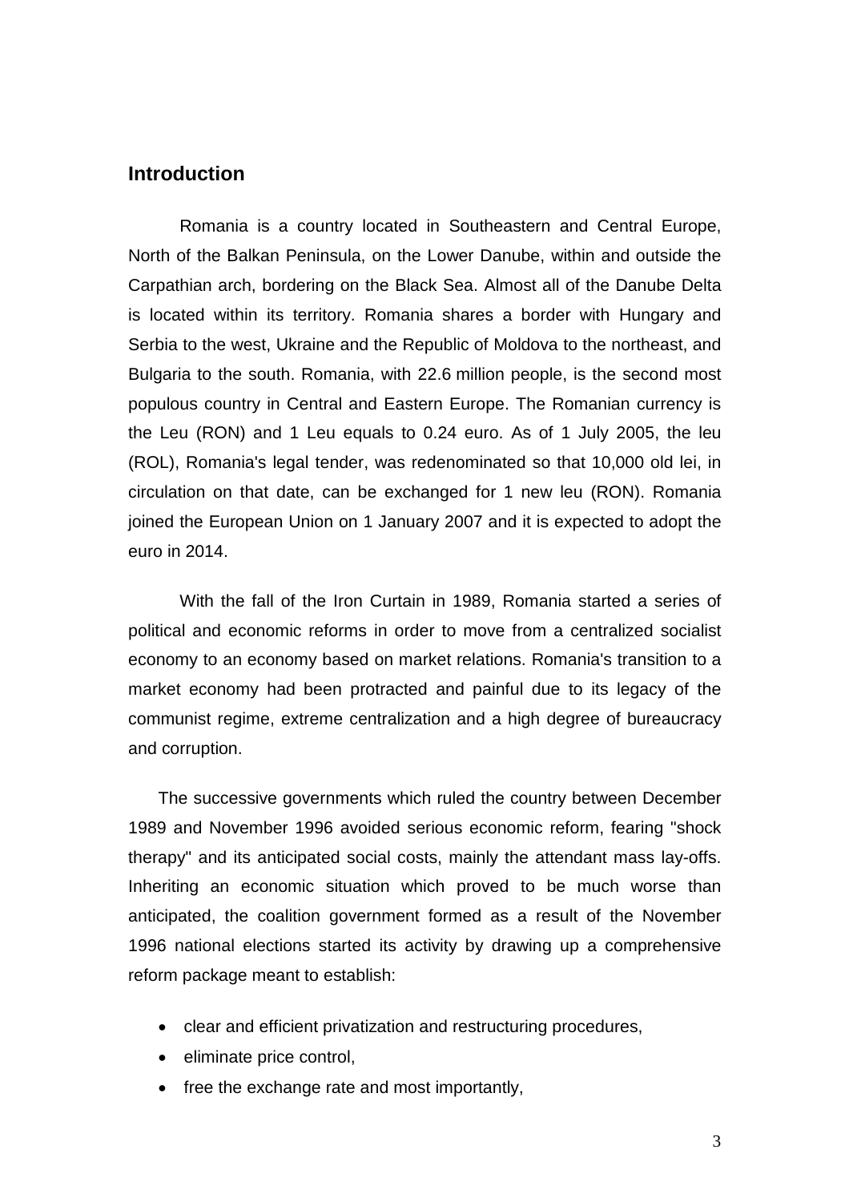## Introduction

Romania is a country located in Southeastern and Central Europe, North of the Balkan Peninsula, on the Lower Danube, within and outside the Carpathian arch, bordering on the Black Sea. Almost all of the Danube Delta is located within its territory. Romania shares a border with Hungary and Serbia to the west, Ukraine and the Republic of Moldova to the northeast, and Bulgaria to the south. Romania, with 22.6 million people, is the second most populous country in Central and Eastern Europe. The Romanian currency is the Leu (RON) and 1 Leu equals to 0.24 euro. As of 1 July 2005, the leu (ROL), Romania's legal tender, was redenominated so that 10,000 old lei, in circulation on that date, can be exchanged for 1 new leu (RON). Romania joined the European Union on 1 January 2007 and it is expected to adopt the euro in 2014.

With the fall of the Iron Curtain in 1989, Romania started a series of political and economic reforms in order to move from a centralized socialist economy to an economy based on market relations. Romania's transition to a market economy had been protracted and painful due to its legacy of the communist regime, extreme centralization and a high degree of bureaucracy and corruption.

The successive governments which ruled the country between December 1989 and November 1996 avoided serious economic reform, fearing "shock therapy" and its anticipated social costs, mainly the attendant mass lay-offs. Inheriting an economic situation which proved to be much worse than anticipated, the coalition government formed as a result of the November 1996 national elections started its activity by drawing up a comprehensive reform package meant to establish:

- clear and efficient privatization and restructuring procedures,
- eliminate price control,
- free the exchange rate and most importantly,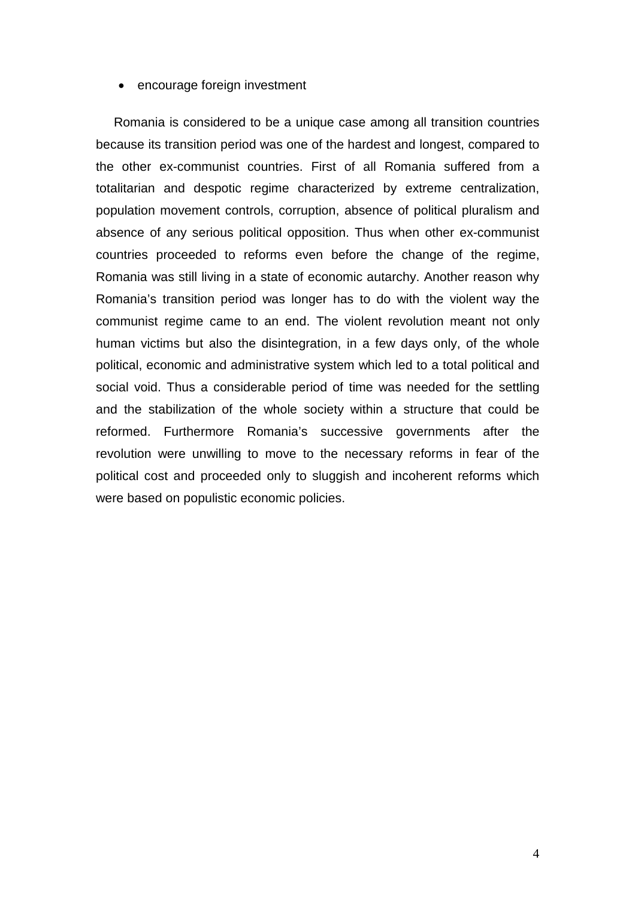- encourage foreign investment

Romania is considered to be a unique case among all transition countries because its transition period was one of the hardest and longest, compared to the other ex-communist countries. First of all Romania suffered from a totalitarian and despotic regime characterized by extreme centralization, population movement controls, corruption, absence of political pluralism and absence of any serious political opposition. Thus when other ex-communist countries proceeded to reforms even before the change of the regime, Romania was still living in a state of economic autarchy. Another reason why Romania's transition period was longer has to do with the violent way the communist regime came to an end. The violent revolution meant not only human victims but also the disintegration, in a few days only, of the whole political, economic and administrative system which led to a total political and social void. Thus a considerable period of time was needed for the settling and the stabilization of the whole society within a structure that could be reformed. Furthermore Romania's successive governments after the revolution were unwilling to move to the necessary reforms in fear of the political cost and proceeded only to sluggish and incoherent reforms which were based on populistic economic policies.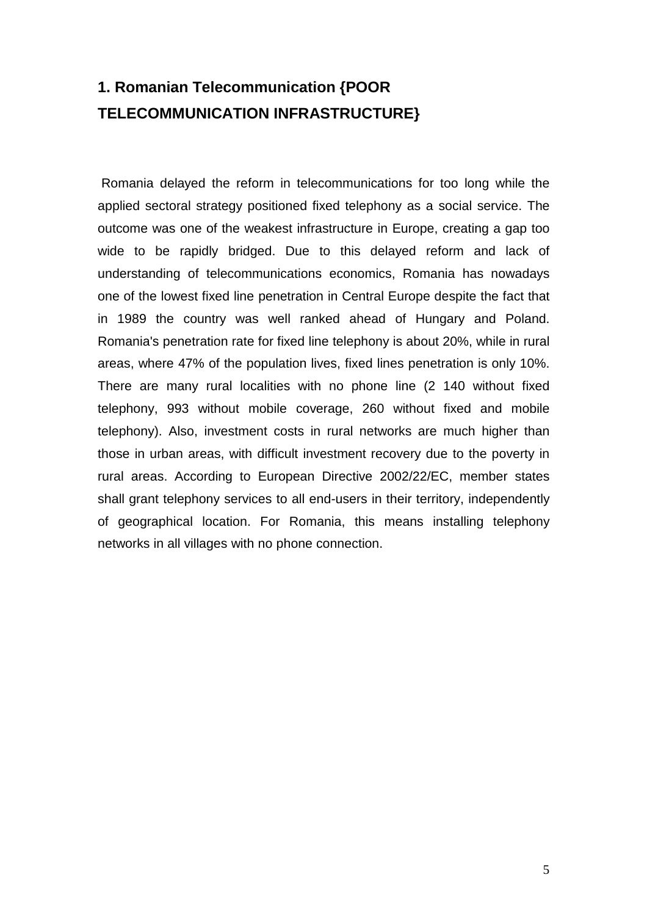## 1. Romanian Telecommunication {POOR TELECOMMUNICATION INFRASTRUCTURE}

Romania delayed the reform in telecommunications for too long while the applied sectoral strategy positioned fixed telephony as a social service. The outcome was one of the weakest infrastructure in Europe, creating a gap too wide to be rapidly bridged. Due to this delayed reform and lack of understanding of telecommunications economics, Romania has nowadays one of the lowest fixed line penetration in Central Europe despite the fact that in 1989 the country was well ranked ahead of Hungary and Poland. Romania's penetration rate for fixed line telephony is about 20%, while in rural areas, where 47% of the population lives, fixed lines penetration is only 10%. There are many rural localities with no phone line (2 140 without fixed telephony, 993 without mobile coverage, 260 without fixed and mobile telephony). Also, investment costs in rural networks are much higher than those in urban areas, with difficult investment recovery due to the poverty in rural areas. According to European Directive 2002/22/EC, member states shall grant telephony services to all end-users in their territory, independently of geographical location. For Romania, this means installing telephony networks in all villages with no phone connection.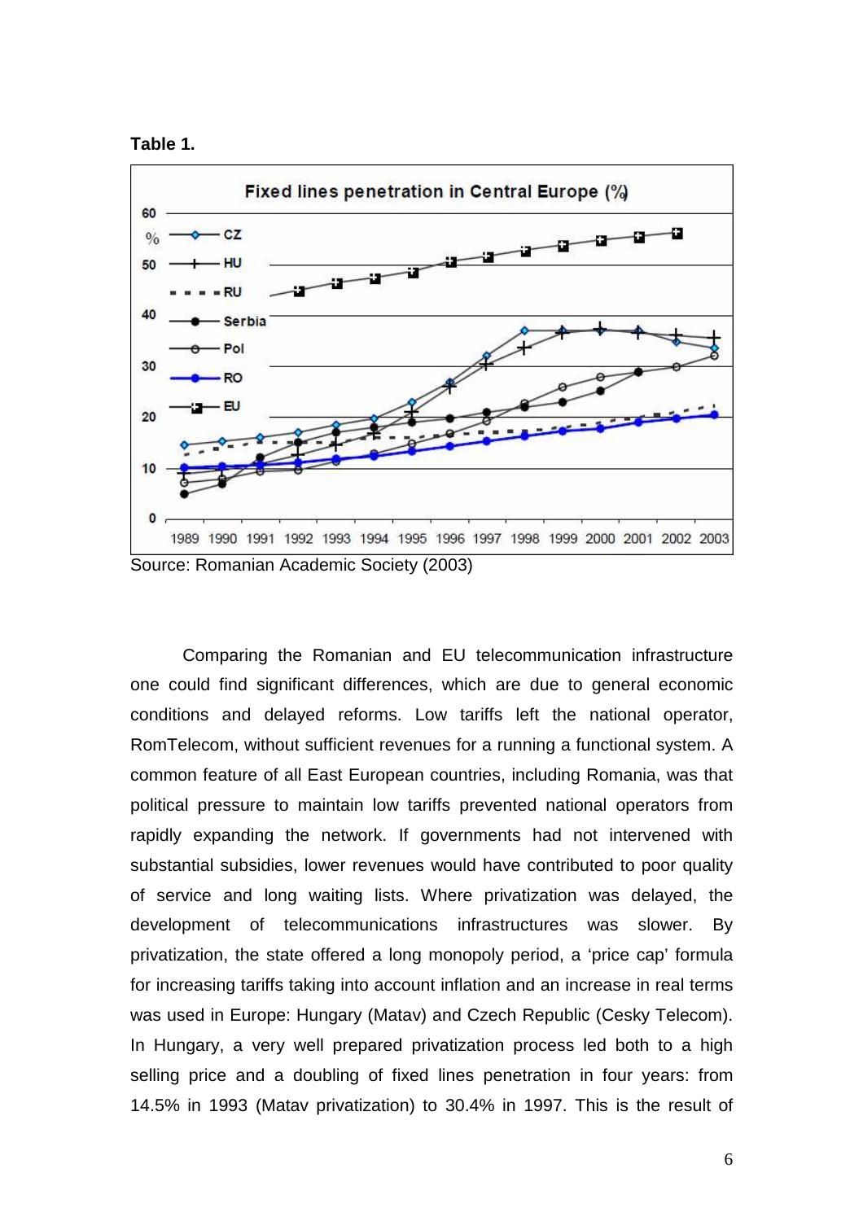**Table 1.**

Source: Romanian Academic Society (2003)

Comparing the Romanian and EU telecommunication infrastructure one could find significant differences, which are due to general economic conditions and delayed reforms. Low tariffs left the national operator, RomTelecom, without sufficient revenues for a running a functional system. A common feature of all East European countries, including Romania, was that political pressure to maintain low tariffs prevented national operators from rapidly expanding the network. If governments had not intervened with substantial subsidies, lower revenues would have contributed to poor quality of service and long waiting lists. Where privatization was delayed, the development of telecommunications infrastructures was slower. By privatization, the state offered a long monopoly period, a 'price cap' formula for increasing tariffs taking into account inflation and an increase in real terms was used in Europe: Hungary (Matav) and Czech Republic (Cesky Telecom). In Hungary, a very well prepared privatization process led both to a high selling price and a doubling of fixed lines penetration in four years: from 14.5% in 1993 (Matav privatization) to 30.4% in 1997. This is the result of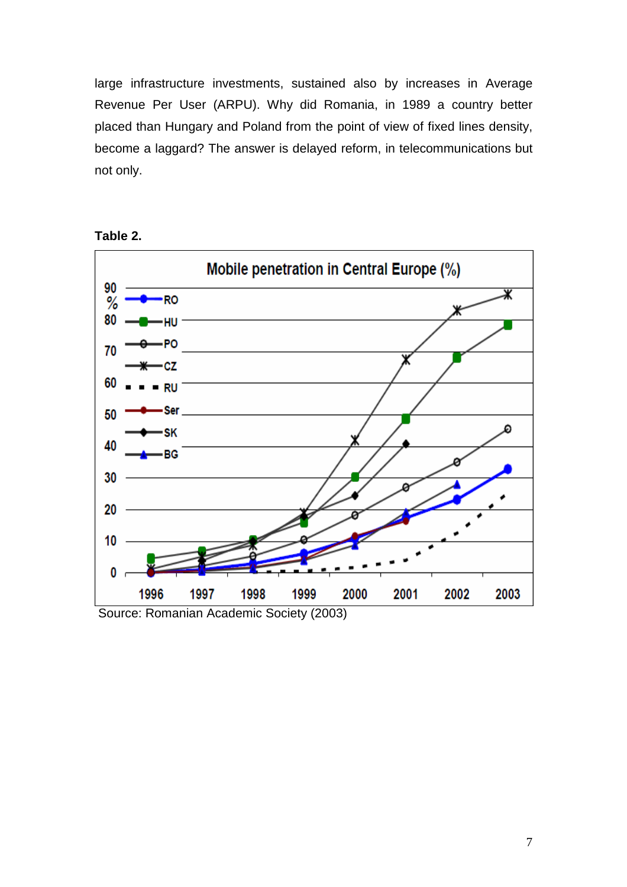large infrastructure investments, sustained also by increases in Average Revenue Per User (ARPU). Why did Romania, in 1989 a country better placed than Hungary and Poland from the point of view of fixed lines density, become a laggard? The answer is delayed reform, in telecommunications but not only.

**Table 2.**

Source: Romanian Academic Society (2003)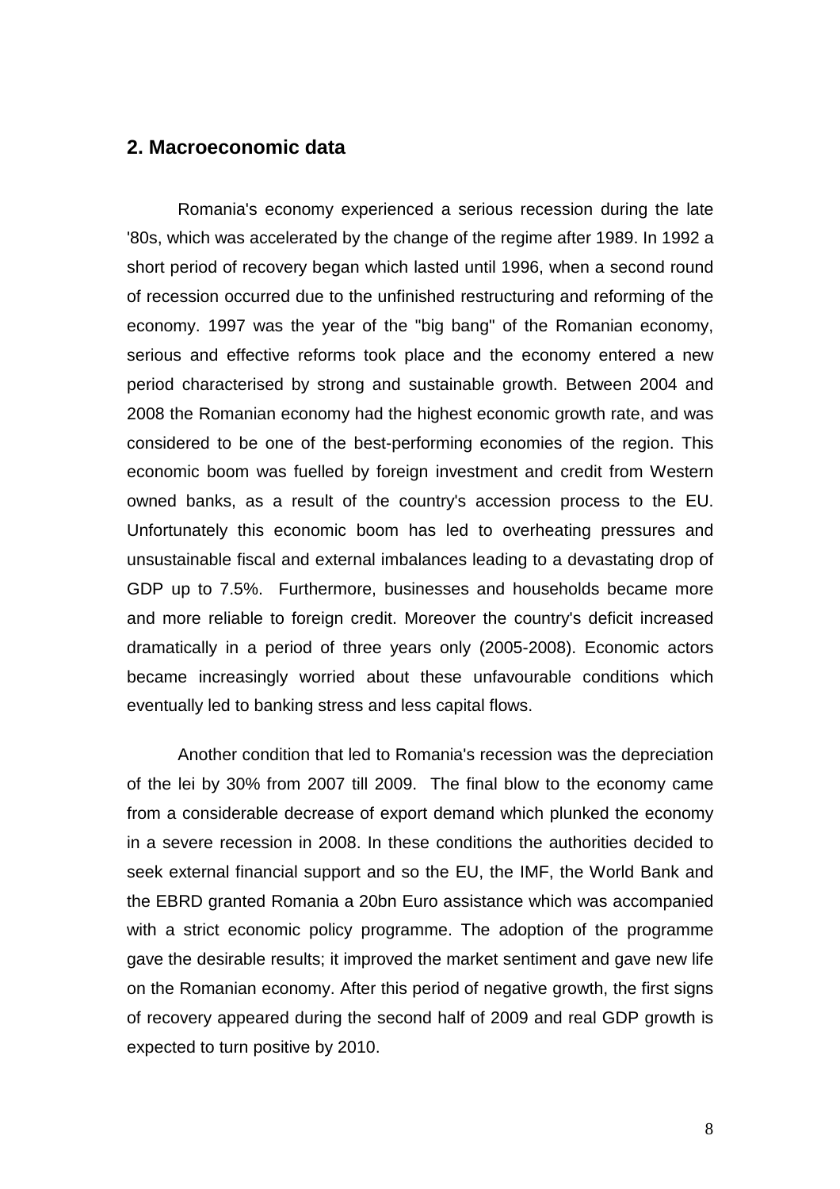## 2. Macroeconomic data

Romania's economy experienced a serious recession during the late '80s, which was accelerated by the change of the regime after 1989. In 1992 a short period of recovery began which lasted until 1996, when a second round of recession occurred due to the unfinished restructuring and reforming of the economy. 1997 was the year of the "big bang" of the Romanian economy, serious and effective reforms took place and the economy entered a new period characterised by strong and sustainable growth. Between 2004 and 2008 the Romanian economy had the highest economic growth rate, and was considered to be one of the best-performing economies of the region. This economic boom was fuelled by foreign investment and credit from Western owned banks, as a result of the country's accession process to the EU. Unfortunately this economic boom has led to overheating pressures and unsustainable fiscal and external imbalances leading to a devastating drop of GDP up to 7.5%. Furthermore, businesses and households became more and more reliable to foreign credit. Moreover the country's deficit increased dramatically in a period of three years only (2005-2008). Economic actors became increasingly worried about these unfavourable conditions which eventually led to banking stress and less capital flows.

Another condition that led to Romania's recession was the depreciation of the lei by 30% from 2007 till 2009. The final blow to the economy came from a considerable decrease of export demand which plunked the economy in a severe recession in 2008. In these conditions the authorities decided to seek external financial support and so the EU, the IMF, the World Bank and the EBRD granted Romania a 20bn Euro assistance which was accompanied with a strict economic policy programme. The adoption of the programme gave the desirable results; it improved the market sentiment and gave new life on the Romanian economy. After this period of negative growth, the first signs of recovery appeared during the second half of 2009 and real GDP growth is expected to turn positive by 2010.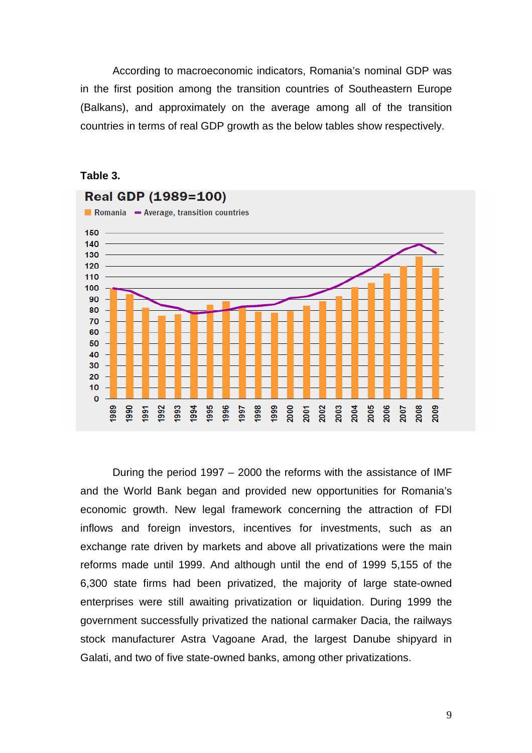According to macroeconomic indicators, Romania's nominal GDP was in the first position among the transition countries of Southeastern Europe (Balkans), and approximately on the average among all of the transition countries in terms of real GDP growth as the below tables show respectively.

**Table 3.**

**Real GDP (1989=100)**

Romania — Average, transition countries

During the period 1997 – 2000 the reforms with the assistance of IMF and the World Bank began and provided new opportunities for Romania's economic growth. New legal framework concerning the attraction of FDI inflows and foreign investors, incentives for investments, such as an exchange rate driven by markets and above all privatizations were the main reforms made until 1999. And although until the end of 1999 5,155 of the 6,300 state firms had been privatized, the majority of large state-owned enterprises were still awaiting privatization or liquidation. During 1999 the government successfully privatized the national carmaker Dacia, the railways stock manufacturer Astra Vagoane Arad, the largest Danube shipyard in Galati, and two of five state-owned banks, among other privatizations.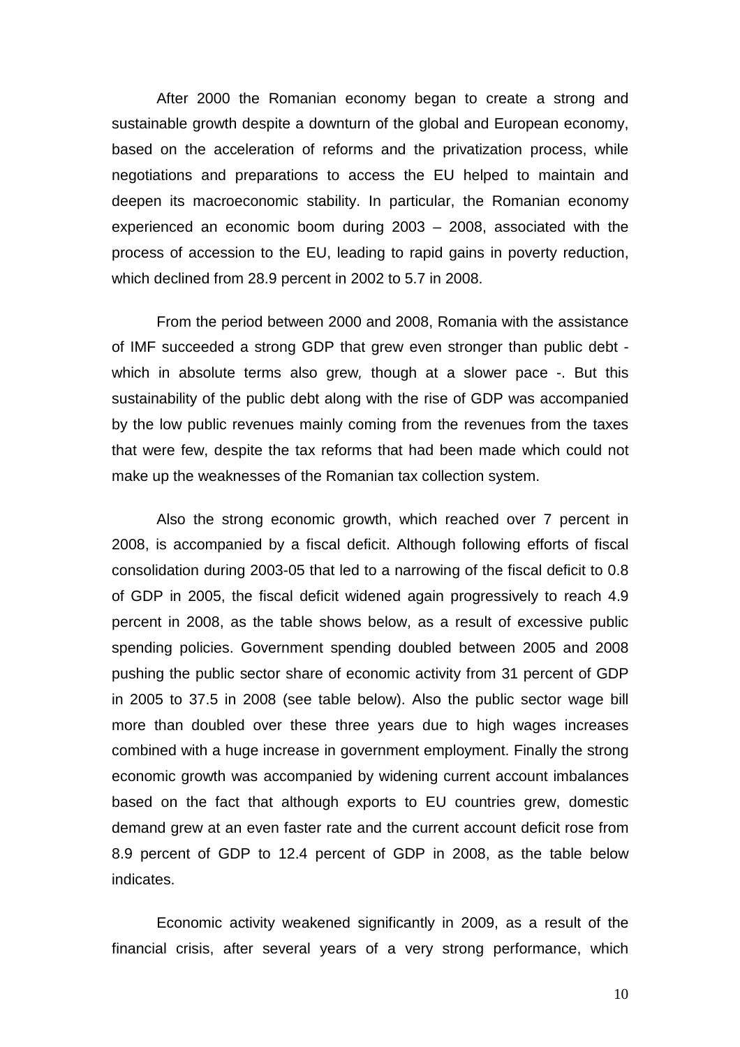After 2000 the Romanian economy began to create a strong and sustainable growth despite a downturn of the global and European economy, based on the acceleration of reforms and the privatization process, while negotiations and preparations to access the EU helped to maintain and deepen its macroeconomic stability. In particular, the Romanian economy experienced an economic boom during 2003 – 2008, associated with the process of accession to the EU, leading to rapid gains in poverty reduction, which declined from 28.9 percent in 2002 to 5.7 in 2008.

From the period between 2000 and 2008, Romania with the assistance of IMF succeeded a strong GDP that grew even stronger than public debt - which in absolute terms also grew, though at a slower pace -. But this sustainability of the public debt along with the rise of GDP was accompanied by the low public revenues mainly coming from the revenues from the taxes that were few, despite the tax reforms that had been made which could not make up the weaknesses of the Romanian tax collection system.

Also the strong economic growth, which reached over 7 percent in 2008, is accompanied by a fiscal deficit. Although following efforts of fiscal consolidation during 2003-05 that led to a narrowing of the fiscal deficit to 0.8 of GDP in 2005, the fiscal deficit widened again progressively to reach 4.9 percent in 2008, as the table shows below, as a result of excessive public spending policies. Government spending doubled between 2005 and 2008 pushing the public sector share of economic activity from 31 percent of GDP in 2005 to 37.5 in 2008 (see table below). Also the public sector wage bill more than doubled over these three years due to high wages increases combined with a huge increase in government employment. Finally the strong economic growth was accompanied by widening current account imbalances based on the fact that although exports to EU countries grew, domestic demand grew at an even faster rate and the current account deficit rose from 8.9 percent of GDP to 12.4 percent of GDP in 2008, as the table below indicates.

Economic activity weakened significantly in 2009, as a result of the financial crisis, after several years of a very strong performance, which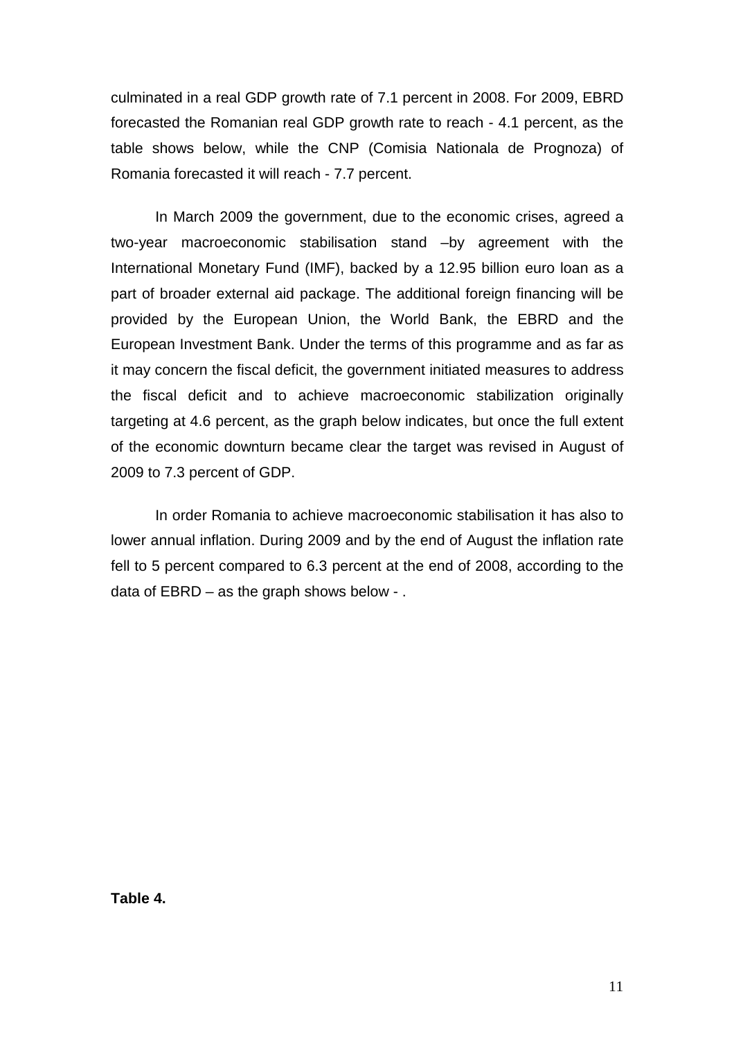culminated in a real GDP growth rate of 7.1 percent in 2008. For 2009, EBRD forecasted the Romanian real GDP growth rate to reach - 4.1 percent, as the table shows below, while the CNP (Comisia Nationala de Prognoza) of Romania forecasted it will reach - 7.7 percent.

In March 2009 the government, due to the economic crises, agreed a two-year macroeconomic stabilisation stand –by agreement with the International Monetary Fund (IMF), backed by a 12.95 billion euro loan as a part of broader external aid package. The additional foreign financing will be provided by the European Union, the World Bank, the EBRD and the European Investment Bank. Under the terms of this programme and as far as it may concern the fiscal deficit, the government initiated measures to address the fiscal deficit and to achieve macroeconomic stabilization originally targeting at 4.6 percent, as the graph below indicates, but once the full extent of the economic downturn became clear the target was revised in August of 2009 to 7.3 percent of GDP.

In order Romania to achieve macroeconomic stabilisation it has also to lower annual inflation. During 2009 and by the end of August the inflation rate fell to 5 percent compared to 6.3 percent at the end of 2008, according to the data of EBRD – as the graph shows below - .

**Table 4.**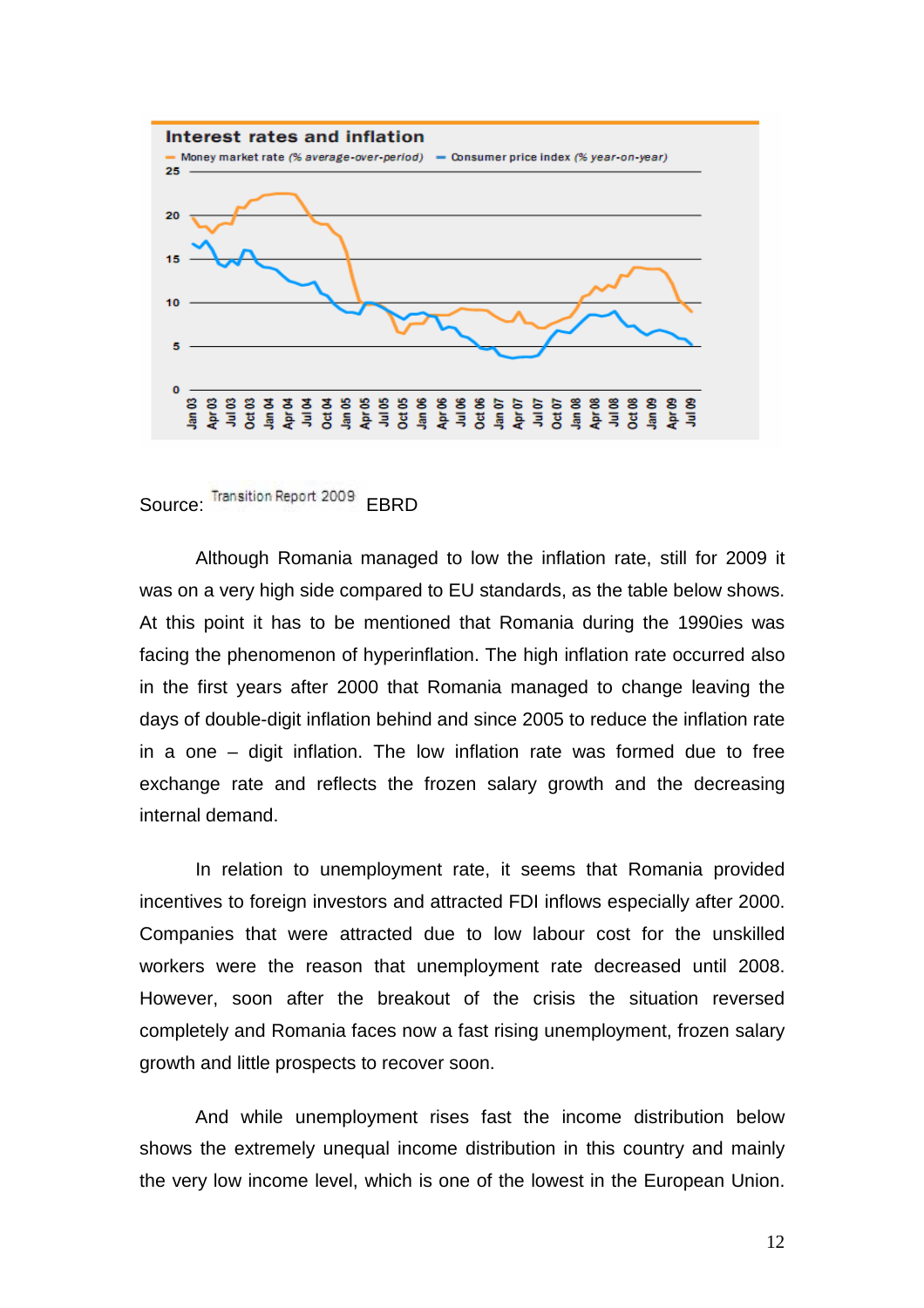**Interest rates and inflation**

— Money market rate (% average-over-period) — Consumer price index (% year-on-year)

Source: Transition Report 2009 EBRD

Although Romania managed to low the inflation rate, still for 2009 it was on a very high side compared to EU standards, as the table below shows. At this point it has to be mentioned that Romania during the 1990ies was facing the phenomenon of hyperinflation. The high inflation rate occurred also in the first years after 2000 that Romania managed to change leaving the days of double-digit inflation behind and since 2005 to reduce the inflation rate in a one – digit inflation. The low inflation rate was formed due to free exchange rate and reflects the frozen salary growth and the decreasing internal demand.

In relation to unemployment rate, it seems that Romania provided incentives to foreign investors and attracted FDI inflows especially after 2000. Companies that were attracted due to low labour cost for the unskilled workers were the reason that unemployment rate decreased until 2008. However, soon after the breakout of the crisis the situation reversed completely and Romania faces now a fast rising unemployment, frozen salary growth and little prospects to recover soon.

And while unemployment rises fast the income distribution below shows the extremely unequal income distribution in this country and mainly the very low income level, which is one of the lowest in the European Union.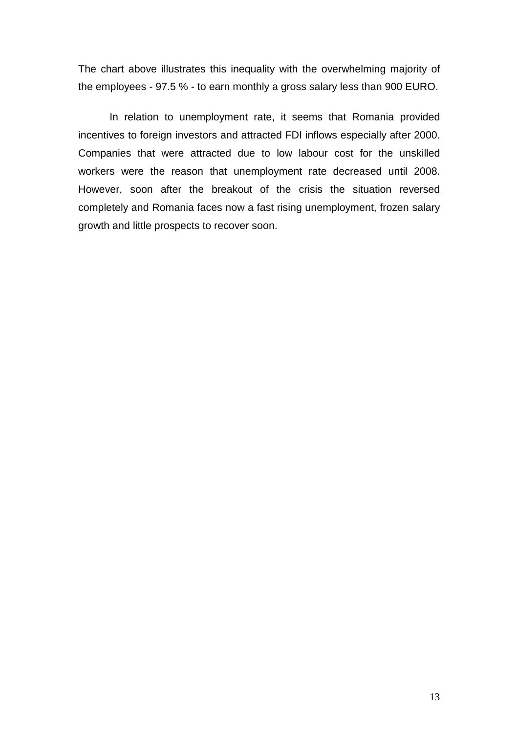The chart above illustrates this inequality with the overwhelming majority of the employees - 97.5 % - to earn monthly a gross salary less than 900 EURO.

In relation to unemployment rate, it seems that Romania provided incentives to foreign investors and attracted FDI inflows especially after 2000. Companies that were attracted due to low labour cost for the unskilled workers were the reason that unemployment rate decreased until 2008. However, soon after the breakout of the crisis the situation reversed completely and Romania faces now a fast rising unemployment, frozen salary growth and little prospects to recover soon.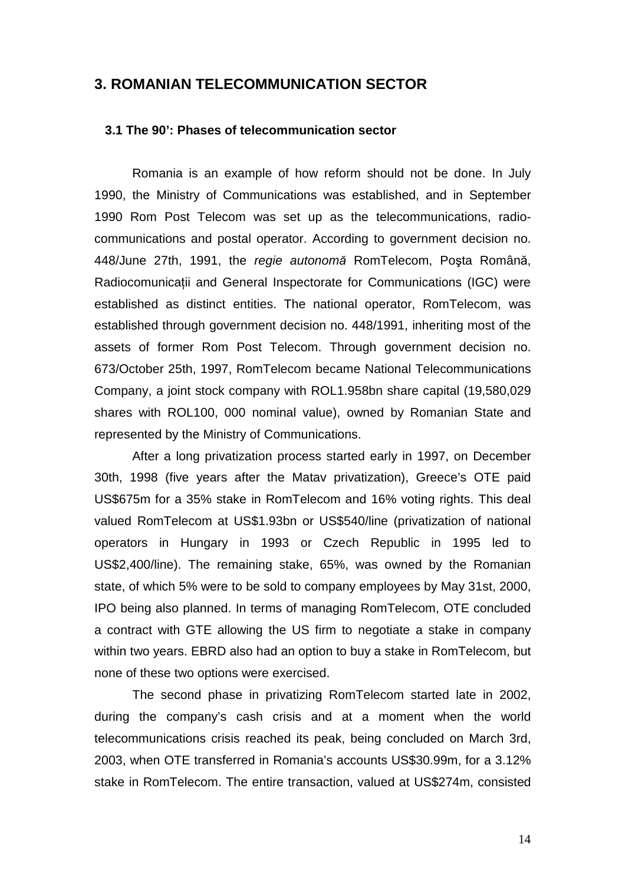## 3. ROMANIAN TELECOMMUNICATION SECTOR

### 3.1 The 90': Phases of telecommunication sector

Romania is an example of how reform should not be done. In July 1990, the Ministry of Communications was established, and in September 1990 Rom Post Telecom was set up as the telecommunications, radio-communications and postal operator. According to government decision no. 448/June 27th, 1991, the *regie autonomă* RomTelecom, Poşta Română, Radiocomunicaţii and General Inspectorate for Communications (IGC) were established as distinct entities. The national operator, RomTelecom, was established through government decision no. 448/1991, inheriting most of the assets of former Rom Post Telecom. Through government decision no. 673/October 25th, 1997, RomTelecom became National Telecommunications Company, a joint stock company with ROL1.958bn share capital (19,580,029 shares with ROL100, 000 nominal value), owned by Romanian State and represented by the Ministry of Communications.

After a long privatization process started early in 1997, on December 30th, 1998 (five years after the Matav privatization), Greece's OTE paid US$675m for a 35% stake in RomTelecom and 16% voting rights. This deal valued RomTelecom at US$1.93bn or US$540/line (privatization of national operators in Hungary in 1993 or Czech Republic in 1995 led to US$2,400/line). The remaining stake, 65%, was owned by the Romanian state, of which 5% were to be sold to company employees by May 31st, 2000, IPO being also planned. In terms of managing RomTelecom, OTE concluded a contract with GTE allowing the US firm to negotiate a stake in company within two years. EBRD also had an option to buy a stake in RomTelecom, but none of these two options were exercised.

The second phase in privatizing RomTelecom started late in 2002, during the company's cash crisis and at a moment when the world telecommunications crisis reached its peak, being concluded on March 3rd, 2003, when OTE transferred in Romania's accounts US$30.99m, for a 3.12% stake in RomTelecom. The entire transaction, valued at US$274m, consisted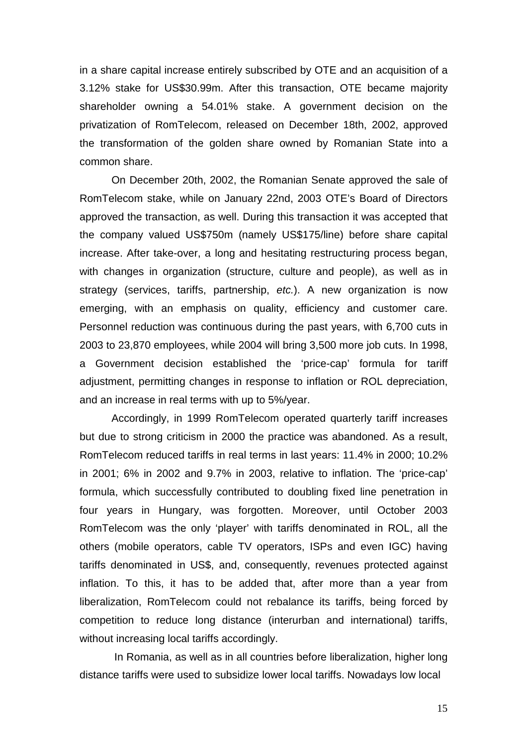in a share capital increase entirely subscribed by OTE and an acquisition of a 3.12% stake for US$30.99m. After this transaction, OTE became majority shareholder owning a 54.01% stake. A government decision on the privatization of RomTelecom, released on December 18th, 2002, approved the transformation of the golden share owned by Romanian State into a common share.

On December 20th, 2002, the Romanian Senate approved the sale of RomTelecom stake, while on January 22nd, 2003 OTE's Board of Directors approved the transaction, as well. During this transaction it was accepted that the company valued US$750m (namely US$175/line) before share capital increase. After take-over, a long and hesitating restructuring process began, with changes in organization (structure, culture and people), as well as in strategy (services, tariffs, partnership, *etc.*). A new organization is now emerging, with an emphasis on quality, efficiency and customer care. Personnel reduction was continuous during the past years, with 6,700 cuts in 2003 to 23,870 employees, while 2004 will bring 3,500 more job cuts. In 1998, a Government decision established the 'price-cap' formula for tariff adjustment, permitting changes in response to inflation or ROL depreciation, and an increase in real terms with up to 5%/year.

Accordingly, in 1999 RomTelecom operated quarterly tariff increases but due to strong criticism in 2000 the practice was abandoned. As a result, RomTelecom reduced tariffs in real terms in last years: 11.4% in 2000; 10.2% in 2001; 6% in 2002 and 9.7% in 2003, relative to inflation. The 'price-cap' formula, which successfully contributed to doubling fixed line penetration in four years in Hungary, was forgotten. Moreover, until October 2003 RomTelecom was the only 'player' with tariffs denominated in ROL, all the others (mobile operators, cable TV operators, ISPs and even IGC) having tariffs denominated in US$, and, consequently, revenues protected against inflation. To this, it has to be added that, after more than a year from liberalization, RomTelecom could not rebalance its tariffs, being forced by competition to reduce long distance (interurban and international) tariffs, without increasing local tariffs accordingly.

In Romania, as well as in all countries before liberalization, higher long distance tariffs were used to subsidize lower local tariffs. Nowadays low local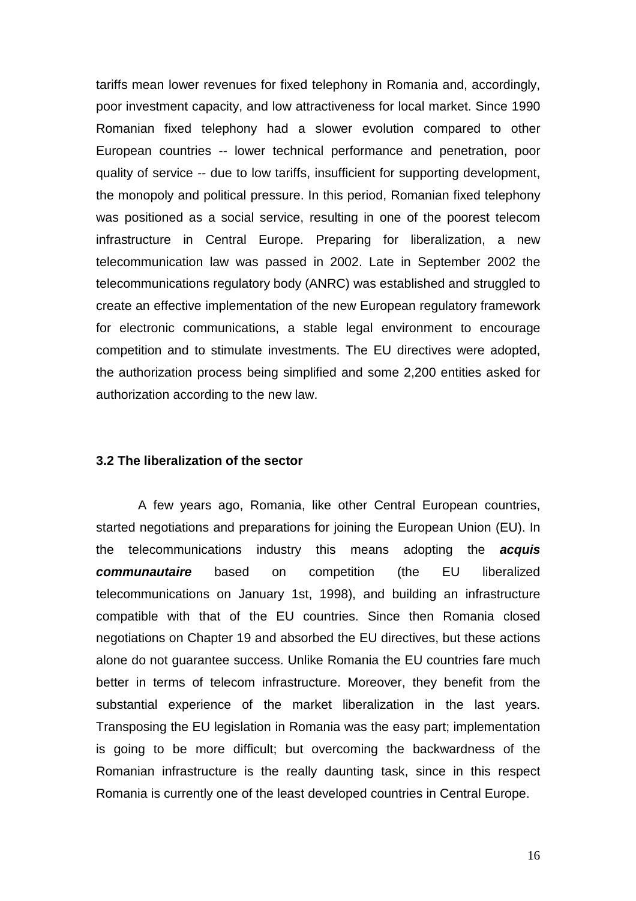tariffs mean lower revenues for fixed telephony in Romania and, accordingly, poor investment capacity, and low attractiveness for local market. Since 1990 Romanian fixed telephony had a slower evolution compared to other European countries -- lower technical performance and penetration, poor quality of service -- due to low tariffs, insufficient for supporting development, the monopoly and political pressure. In this period, Romanian fixed telephony was positioned as a social service, resulting in one of the poorest telecom infrastructure in Central Europe. Preparing for liberalization, a new telecommunication law was passed in 2002. Late in September 2002 the telecommunications regulatory body (ANRC) was established and struggled to create an effective implementation of the new European regulatory framework for electronic communications, a stable legal environment to encourage competition and to stimulate investments. The EU directives were adopted, the authorization process being simplified and some 2,200 entities asked for authorization according to the new law.

### 3.2 The liberalization of the sector

A few years ago, Romania, like other Central European countries, started negotiations and preparations for joining the European Union (EU). In the telecommunications industry this means adopting the ***acquis communautaire*** based on competition (the EU liberalized telecommunications on January 1st, 1998), and building an infrastructure compatible with that of the EU countries. Since then Romania closed negotiations on Chapter 19 and absorbed the EU directives, but these actions alone do not guarantee success. Unlike Romania the EU countries fare much better in terms of telecom infrastructure. Moreover, they benefit from the substantial experience of the market liberalization in the last years. Transposing the EU legislation in Romania was the easy part; implementation is going to be more difficult; but overcoming the backwardness of the Romanian infrastructure is the really daunting task, since in this respect Romania is currently one of the least developed countries in Central Europe.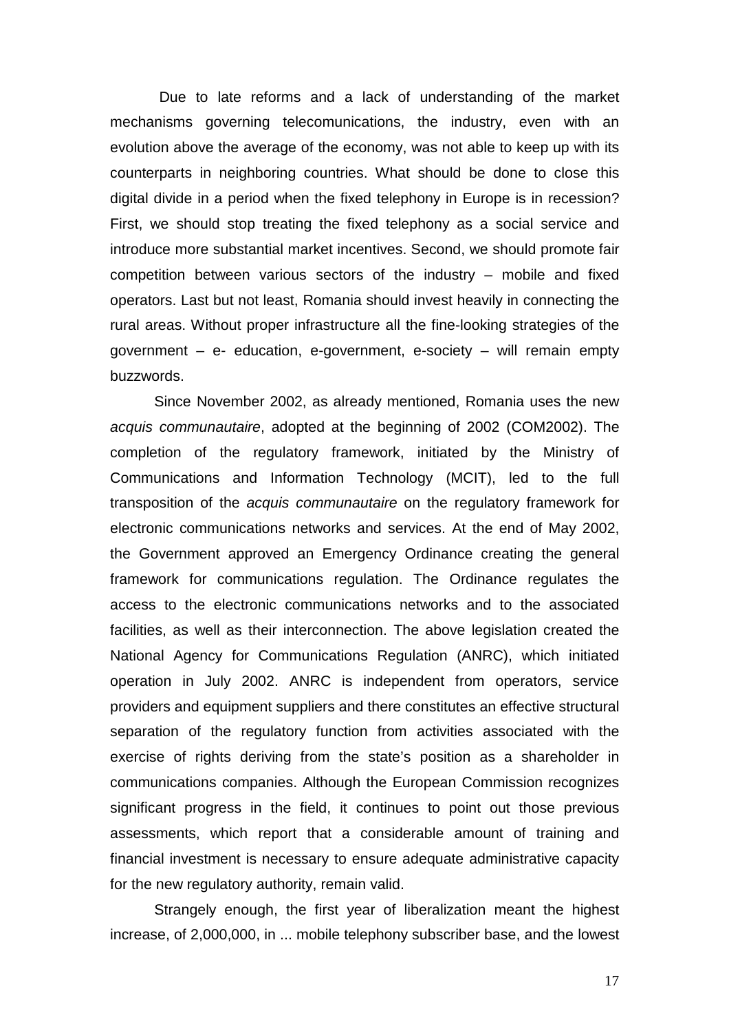Due to late reforms and a lack of understanding of the market mechanisms governing telecomunications, the industry, even with an evolution above the average of the economy, was not able to keep up with its counterparts in neighboring countries. What should be done to close this digital divide in a period when the fixed telephony in Europe is in recession? First, we should stop treating the fixed telephony as a social service and introduce more substantial market incentives. Second, we should promote fair competition between various sectors of the industry – mobile and fixed operators. Last but not least, Romania should invest heavily in connecting the rural areas. Without proper infrastructure all the fine-looking strategies of the government – e- education, e-government, e-society – will remain empty buzzwords.

Since November 2002, as already mentioned, Romania uses the new *acquis communautaire*, adopted at the beginning of 2002 (COM2002). The completion of the regulatory framework, initiated by the Ministry of Communications and Information Technology (MCIT), led to the full transposition of the *acquis communautaire* on the regulatory framework for electronic communications networks and services. At the end of May 2002, the Government approved an Emergency Ordinance creating the general framework for communications regulation. The Ordinance regulates the access to the electronic communications networks and to the associated facilities, as well as their interconnection. The above legislation created the National Agency for Communications Regulation (ANRC), which initiated operation in July 2002. ANRC is independent from operators, service providers and equipment suppliers and there constitutes an effective structural separation of the regulatory function from activities associated with the exercise of rights deriving from the state's position as a shareholder in communications companies. Although the European Commission recognizes significant progress in the field, it continues to point out those previous assessments, which report that a considerable amount of training and financial investment is necessary to ensure adequate administrative capacity for the new regulatory authority, remain valid.

Strangely enough, the first year of liberalization meant the highest increase, of 2,000,000, in ... mobile telephony subscriber base, and the lowest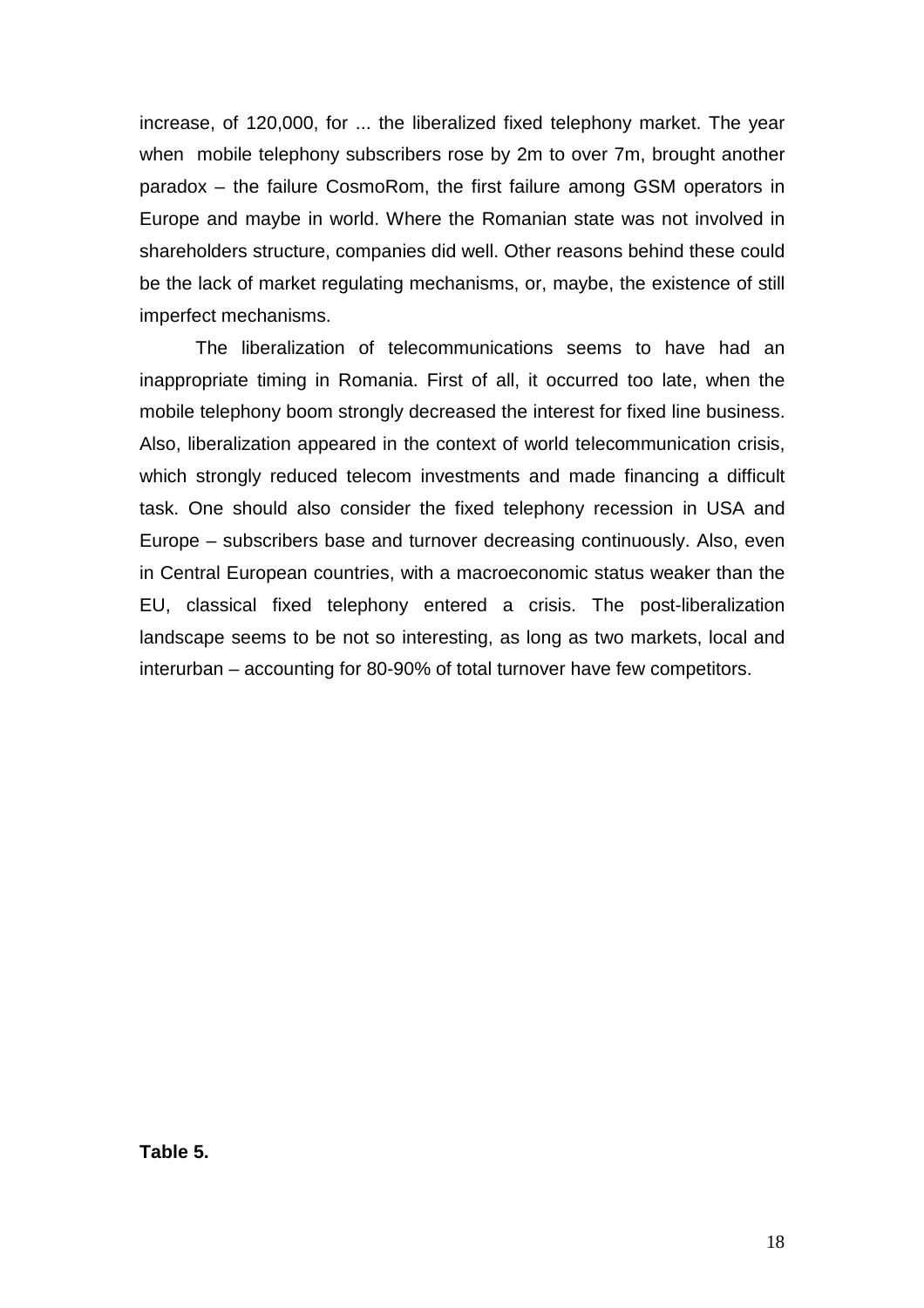increase, of 120,000, for ... the liberalized fixed telephony market. The year when mobile telephony subscribers rose by 2m to over 7m, brought another paradox – the failure CosmoRom, the first failure among GSM operators in Europe and maybe in world. Where the Romanian state was not involved in shareholders structure, companies did well. Other reasons behind these could be the lack of market regulating mechanisms, or, maybe, the existence of still imperfect mechanisms.

The liberalization of telecommunications seems to have had an inappropriate timing in Romania. First of all, it occurred too late, when the mobile telephony boom strongly decreased the interest for fixed line business. Also, liberalization appeared in the context of world telecommunication crisis, which strongly reduced telecom investments and made financing a difficult task. One should also consider the fixed telephony recession in USA and Europe – subscribers base and turnover decreasing continuously. Also, even in Central European countries, with a macroeconomic status weaker than the EU, classical fixed telephony entered a crisis. The post-liberalization landscape seems to be not so interesting, as long as two markets, local and interurban – accounting for 80-90% of total turnover have few competitors.

**Table 5.**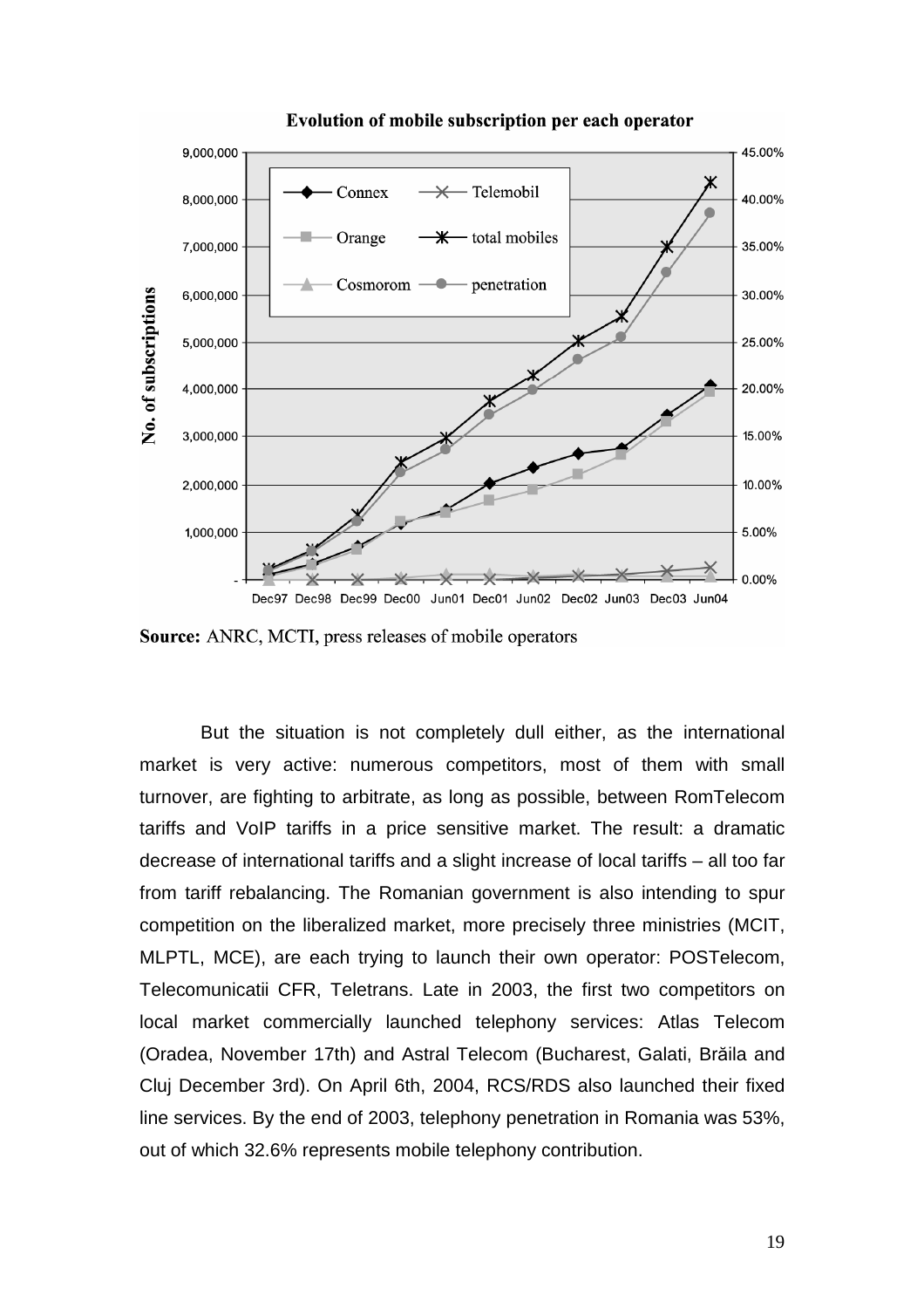**Evolution of mobile subscription per each operator**

**Source:** ANRC, MCTI, press releases of mobile operators

But the situation is not completely dull either, as the international market is very active: numerous competitors, most of them with small turnover, are fighting to arbitrate, as long as possible, between RomTelecom tariffs and VoIP tariffs in a price sensitive market. The result: a dramatic decrease of international tariffs and a slight increase of local tariffs – all too far from tariff rebalancing. The Romanian government is also intending to spur competition on the liberalized market, more precisely three ministries (MCIT, MLPTL, MCE), are each trying to launch their own operator: POSTelecom, Telecomunicatii CFR, Teletrans. Late in 2003, the first two competitors on local market commercially launched telephony services: Atlas Telecom (Oradea, November 17th) and Astral Telecom (Bucharest, Galati, Brăila and Cluj December 3rd). On April 6th, 2004, RCS/RDS also launched their fixed line services. By the end of 2003, telephony penetration in Romania was 53%, out of which 32.6% represents mobile telephony contribution.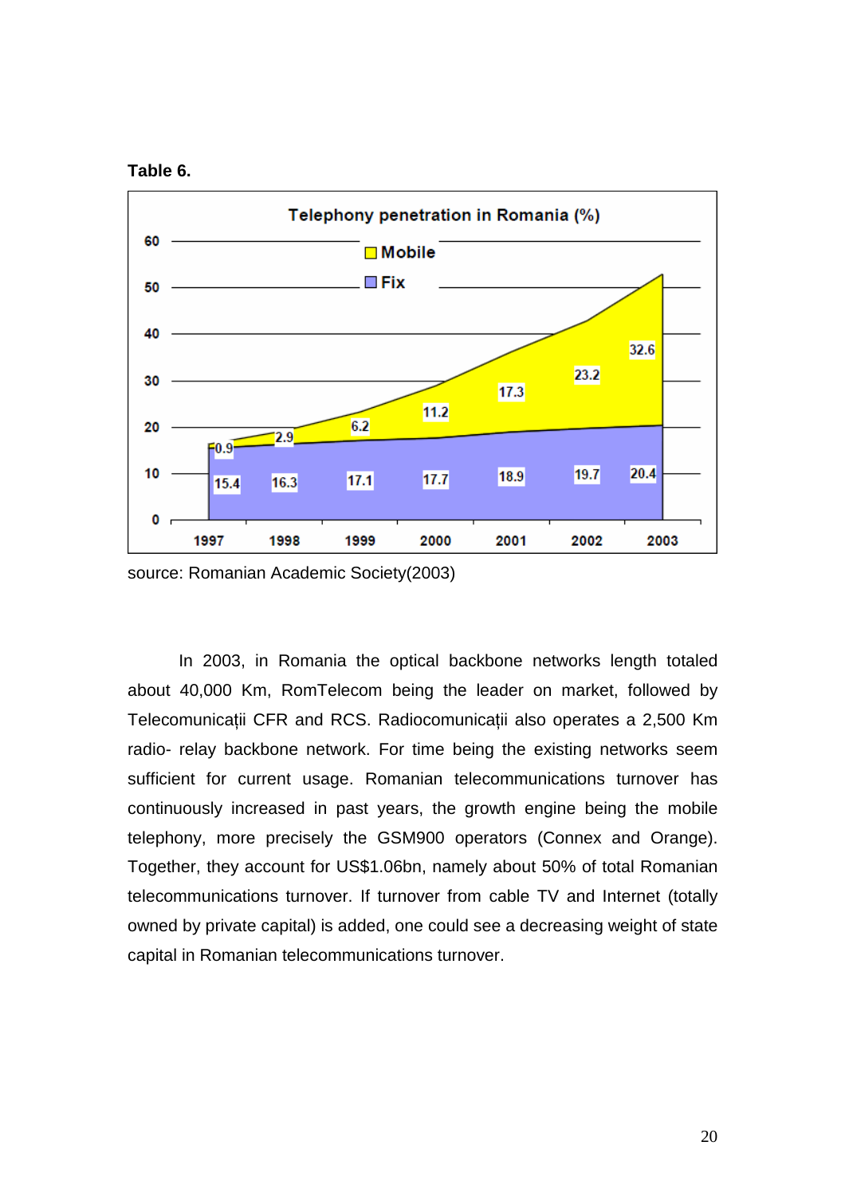**Table 6.**

Telephony penetration in Romania (%)

| Year | Fix | Mobile |
|---|---|---|
| 1997 | 15.4 | 0.9 |
| 1998 | 16.3 | 2.9 |
| 1999 | 17.1 | 6.2 |
| 2000 | 17.7 | 11.2 |
| 2001 | 18.9 | 17.3 |
| 2002 | 19.7 | 23.2 |
| 2003 | 20.4 | 32.6 |

source: Romanian Academic Society(2003)

In 2003, in Romania the optical backbone networks length totaled about 40,000 Km, RomTelecom being the leader on market, followed by Telecomunicații CFR and RCS. Radiocomunicații also operates a 2,500 Km radio- relay backbone network. For time being the existing networks seem sufficient for current usage. Romanian telecommunications turnover has continuously increased in past years, the growth engine being the mobile telephony, more precisely the GSM900 operators (Connex and Orange). Together, they account for US$1.06bn, namely about 50% of total Romanian telecommunications turnover. If turnover from cable TV and Internet (totally owned by private capital) is added, one could see a decreasing weight of state capital in Romanian telecommunications turnover.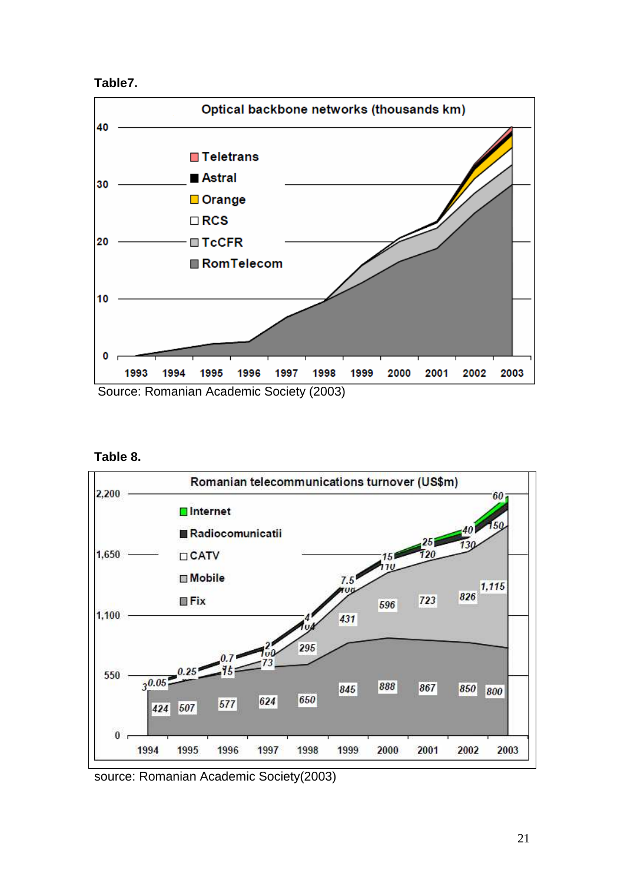**Table7.**

Optical backbone networks (thousands km)

Source: Romanian Academic Society (2003)

**Table 8.**

Romanian telecommunications turnover (US$m)

source: Romanian Academic Society(2003)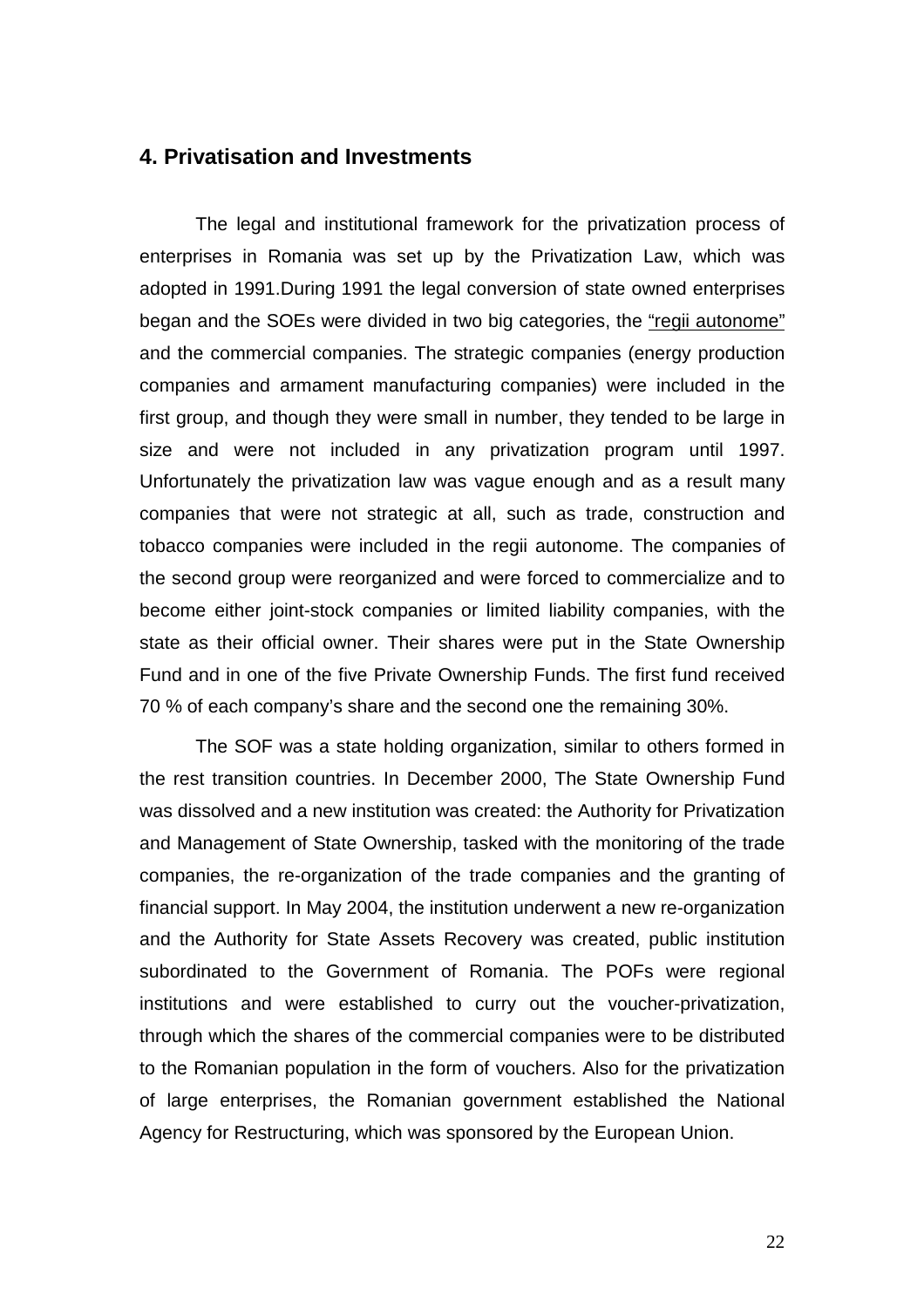## 4. Privatisation and Investments

The legal and institutional framework for the privatization process of enterprises in Romania was set up by the Privatization Law, which was adopted in 1991.During 1991 the legal conversion of state owned enterprises began and the SOEs were divided in two big categories, the "regii autonome" and the commercial companies. The strategic companies (energy production companies and armament manufacturing companies) were included in the first group, and though they were small in number, they tended to be large in size and were not included in any privatization program until 1997. Unfortunately the privatization law was vague enough and as a result many companies that were not strategic at all, such as trade, construction and tobacco companies were included in the regii autonome. The companies of the second group were reorganized and were forced to commercialize and to become either joint-stock companies or limited liability companies, with the state as their official owner. Their shares were put in the State Ownership Fund and in one of the five Private Ownership Funds. The first fund received 70 % of each company's share and the second one the remaining 30%.

The SOF was a state holding organization, similar to others formed in the rest transition countries. In December 2000, The State Ownership Fund was dissolved and a new institution was created: the Authority for Privatization and Management of State Ownership, tasked with the monitoring of the trade companies, the re-organization of the trade companies and the granting of financial support. In May 2004, the institution underwent a new re-organization and the Authority for State Assets Recovery was created, public institution subordinated to the Government of Romania. The POFs were regional institutions and were established to curry out the voucher-privatization, through which the shares of the commercial companies were to be distributed to the Romanian population in the form of vouchers. Also for the privatization of large enterprises, the Romanian government established the National Agency for Restructuring, which was sponsored by the European Union.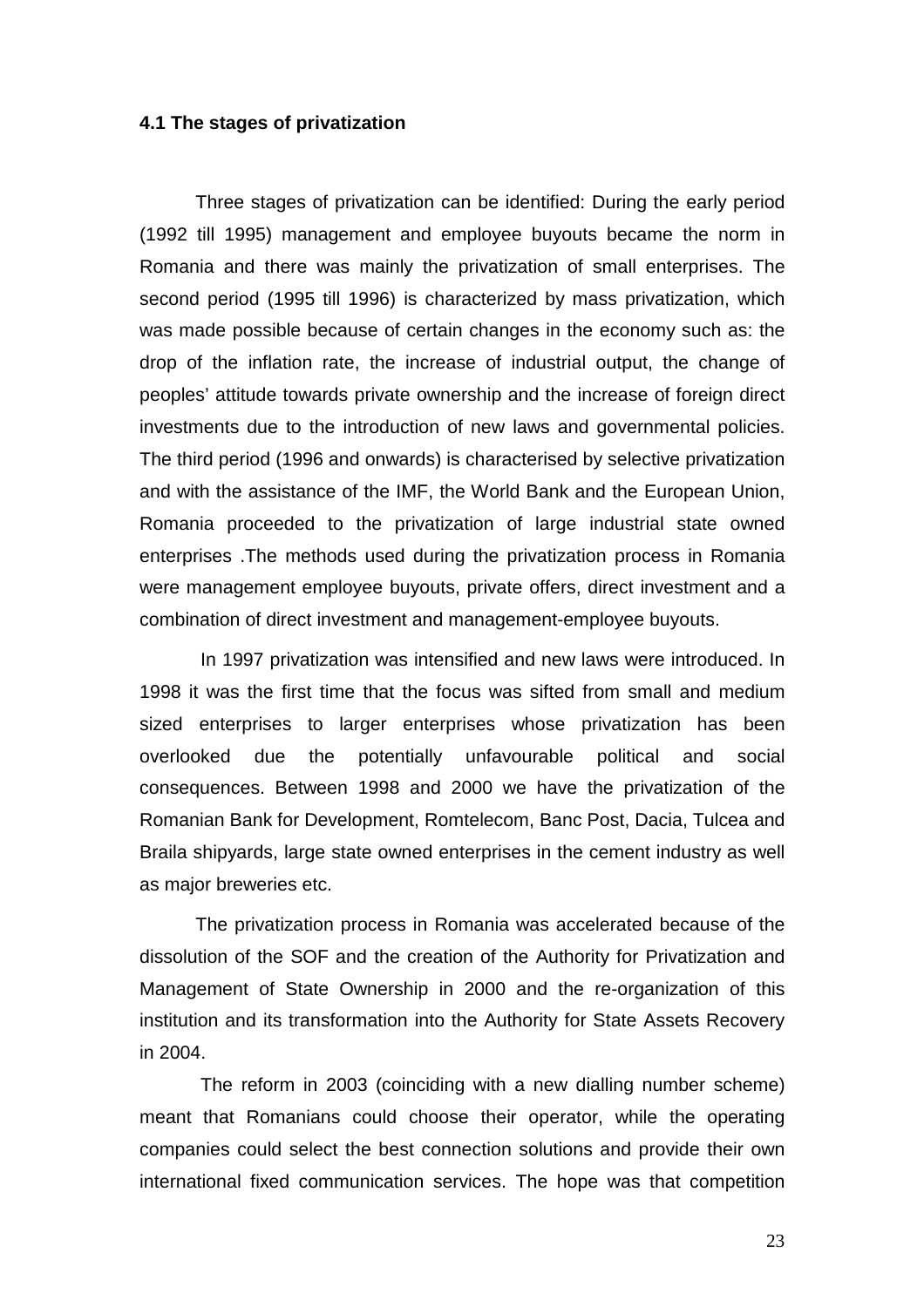### 4.1 The stages of privatization

Three stages of privatization can be identified: During the early period (1992 till 1995) management and employee buyouts became the norm in Romania and there was mainly the privatization of small enterprises. The second period (1995 till 1996) is characterized by mass privatization, which was made possible because of certain changes in the economy such as: the drop of the inflation rate, the increase of industrial output, the change of peoples' attitude towards private ownership and the increase of foreign direct investments due to the introduction of new laws and governmental policies. The third period (1996 and onwards) is characterised by selective privatization and with the assistance of the IMF, the World Bank and the European Union, Romania proceeded to the privatization of large industrial state owned enterprises .The methods used during the privatization process in Romania were management employee buyouts, private offers, direct investment and a combination of direct investment and management-employee buyouts.

In 1997 privatization was intensified and new laws were introduced. In 1998 it was the first time that the focus was sifted from small and medium sized enterprises to larger enterprises whose privatization has been overlooked due the potentially unfavourable political and social consequences. Between 1998 and 2000 we have the privatization of the Romanian Bank for Development, Romtelecom, Banc Post, Dacia, Tulcea and Braila shipyards, large state owned enterprises in the cement industry as well as major breweries etc.

The privatization process in Romania was accelerated because of the dissolution of the SOF and the creation of the Authority for Privatization and Management of State Ownership in 2000 and the re-organization of this institution and its transformation into the Authority for State Assets Recovery in 2004.

The reform in 2003 (coinciding with a new dialling number scheme) meant that Romanians could choose their operator, while the operating companies could select the best connection solutions and provide their own international fixed communication services. The hope was that competition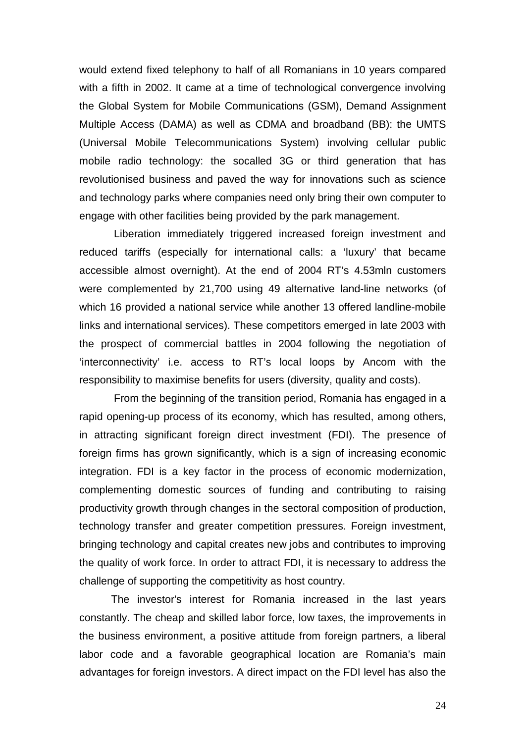would extend fixed telephony to half of all Romanians in 10 years compared with a fifth in 2002. It came at a time of technological convergence involving the Global System for Mobile Communications (GSM), Demand Assignment Multiple Access (DAMA) as well as CDMA and broadband (BB): the UMTS (Universal Mobile Telecommunications System) involving cellular public mobile radio technology: the socalled 3G or third generation that has revolutionised business and paved the way for innovations such as science and technology parks where companies need only bring their own computer to engage with other facilities being provided by the park management.

Liberation immediately triggered increased foreign investment and reduced tariffs (especially for international calls: a 'luxury' that became accessible almost overnight). At the end of 2004 RT's 4.53mln customers were complemented by 21,700 using 49 alternative land-line networks (of which 16 provided a national service while another 13 offered landline-mobile links and international services). These competitors emerged in late 2003 with the prospect of commercial battles in 2004 following the negotiation of 'interconnectivity' i.e. access to RT's local loops by Ancom with the responsibility to maximise benefits for users (diversity, quality and costs).

From the beginning of the transition period, Romania has engaged in a rapid opening-up process of its economy, which has resulted, among others, in attracting significant foreign direct investment (FDI). The presence of foreign firms has grown significantly, which is a sign of increasing economic integration. FDI is a key factor in the process of economic modernization, complementing domestic sources of funding and contributing to raising productivity growth through changes in the sectoral composition of production, technology transfer and greater competition pressures. Foreign investment, bringing technology and capital creates new jobs and contributes to improving the quality of work force. In order to attract FDI, it is necessary to address the challenge of supporting the competitivity as host country.

The investor's interest for Romania increased in the last years constantly. The cheap and skilled labor force, low taxes, the improvements in the business environment, a positive attitude from foreign partners, a liberal labor code and a favorable geographical location are Romania's main advantages for foreign investors. A direct impact on the FDI level has also the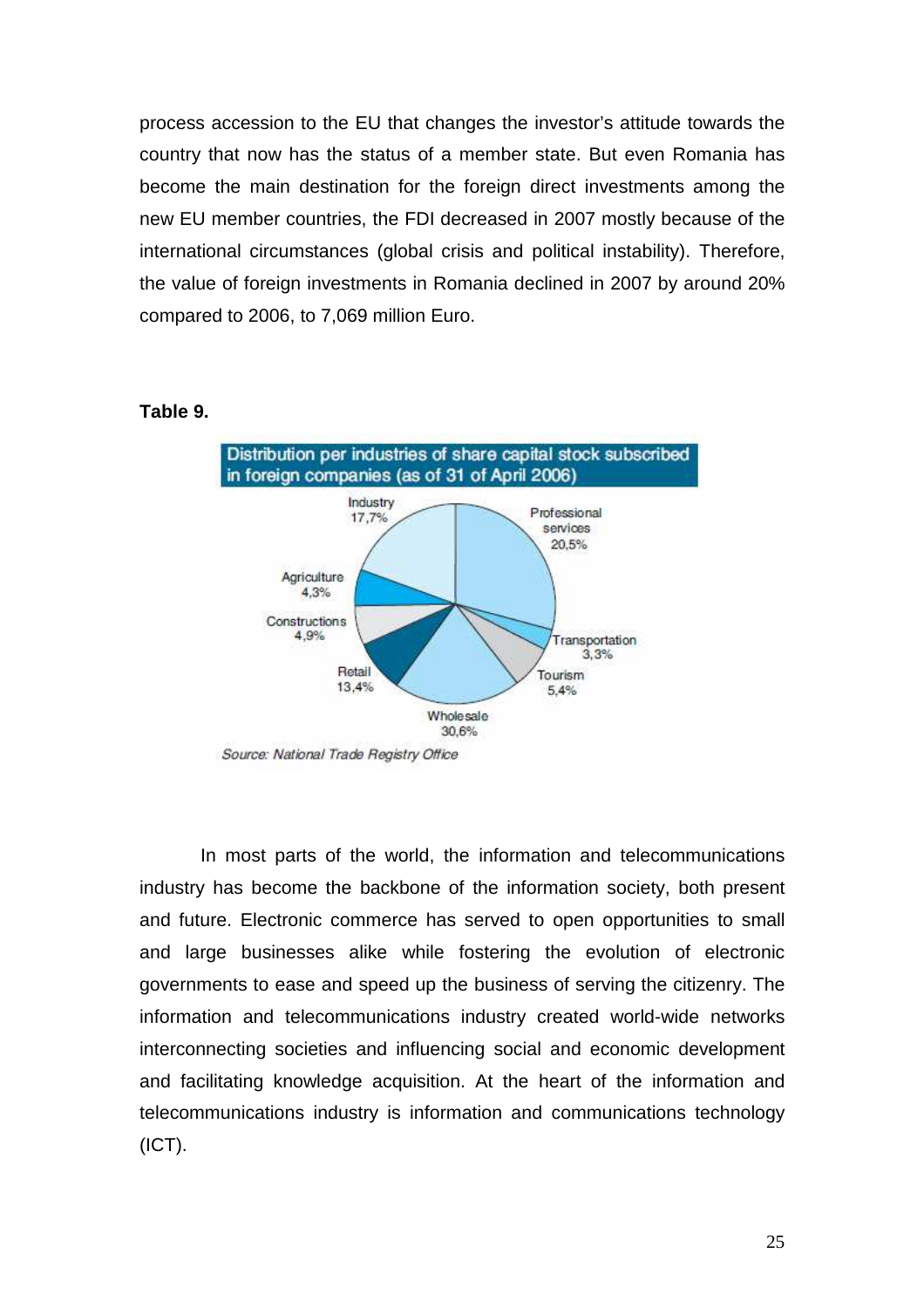process accession to the EU that changes the investor's attitude towards the country that now has the status of a member state. But even Romania has become the main destination for the foreign direct investments among the new EU member countries, the FDI decreased in 2007 mostly because of the international circumstances (global crisis and political instability). Therefore, the value of foreign investments in Romania declined in 2007 by around 20% compared to 2006, to 7,069 million Euro.

**Table 9.**

Distribution per industries of share capital stock subscribed in foreign companies (as of 31 of April 2006)

| Industry | Share |
|---|---|
| Industry | 17,7% |
| Professional services | 20,5% |
| Transportation | 3,3% |
| Tourism | 5,4% |
| Wholesale | 30,6% |
| Retail | 13,4% |
| Constructions | 4,9% |
| Agriculture | 4,3% |

*Source: National Trade Registry Office*

In most parts of the world, the information and telecommunications industry has become the backbone of the information society, both present and future. Electronic commerce has served to open opportunities to small and large businesses alike while fostering the evolution of electronic governments to ease and speed up the business of serving the citizenry. The information and telecommunications industry created world-wide networks interconnecting societies and influencing social and economic development and facilitating knowledge acquisition. At the heart of the information and telecommunications industry is information and communications technology (ICT).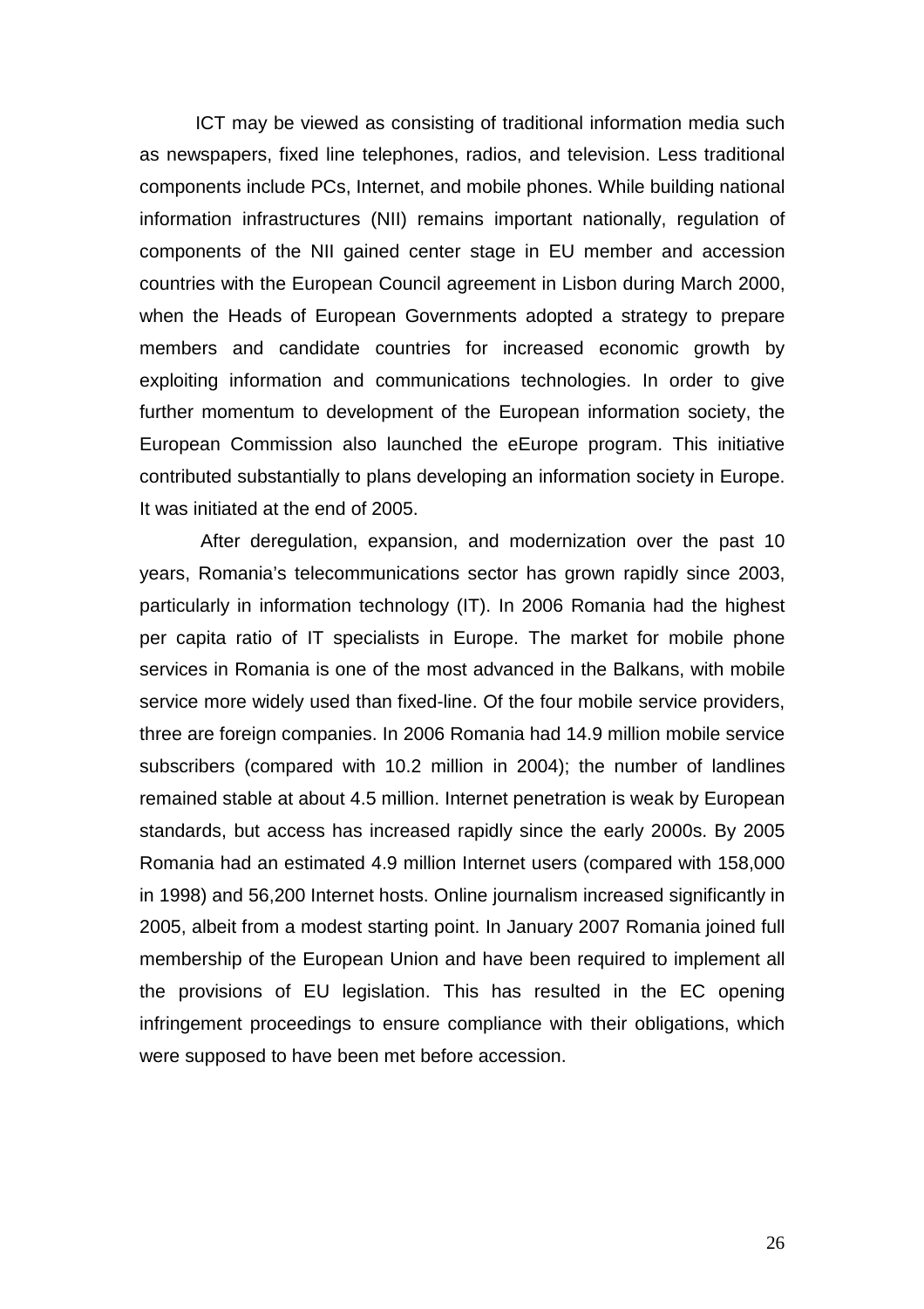ICT may be viewed as consisting of traditional information media such as newspapers, fixed line telephones, radios, and television. Less traditional components include PCs, Internet, and mobile phones. While building national information infrastructures (NII) remains important nationally, regulation of components of the NII gained center stage in EU member and accession countries with the European Council agreement in Lisbon during March 2000, when the Heads of European Governments adopted a strategy to prepare members and candidate countries for increased economic growth by exploiting information and communications technologies. In order to give further momentum to development of the European information society, the European Commission also launched the eEurope program. This initiative contributed substantially to plans developing an information society in Europe. It was initiated at the end of 2005.

After deregulation, expansion, and modernization over the past 10 years, Romania's telecommunications sector has grown rapidly since 2003, particularly in information technology (IT). In 2006 Romania had the highest per capita ratio of IT specialists in Europe. The market for mobile phone services in Romania is one of the most advanced in the Balkans, with mobile service more widely used than fixed-line. Of the four mobile service providers, three are foreign companies. In 2006 Romania had 14.9 million mobile service subscribers (compared with 10.2 million in 2004); the number of landlines remained stable at about 4.5 million. Internet penetration is weak by European standards, but access has increased rapidly since the early 2000s. By 2005 Romania had an estimated 4.9 million Internet users (compared with 158,000 in 1998) and 56,200 Internet hosts. Online journalism increased significantly in 2005, albeit from a modest starting point. In January 2007 Romania joined full membership of the European Union and have been required to implement all the provisions of EU legislation. This has resulted in the EC opening infringement proceedings to ensure compliance with their obligations, which were supposed to have been met before accession.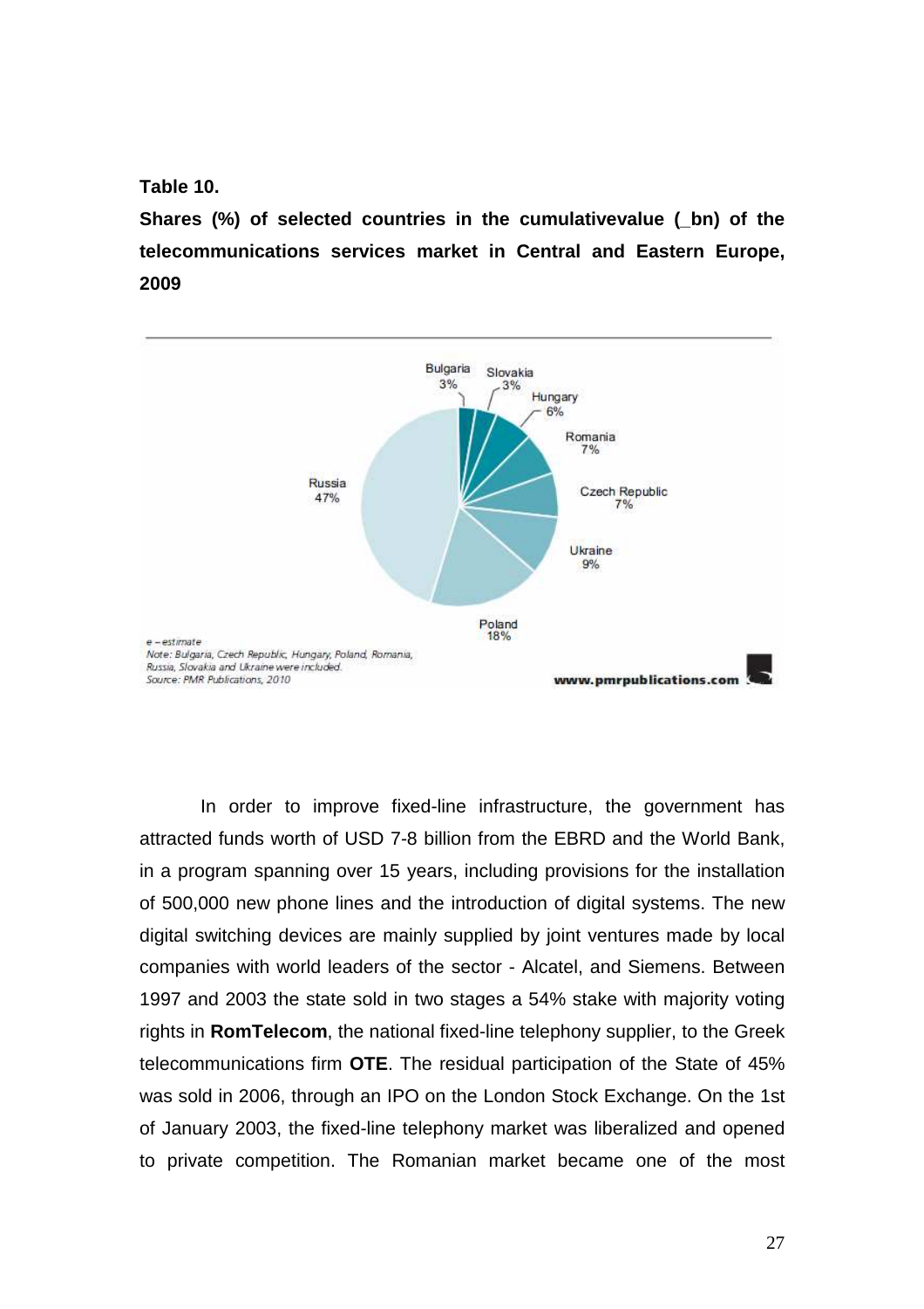**Table 10.**

**Shares (%) of selected countries in the cumulativevalue (_bn) of the telecommunications services market in Central and Eastern Europe, 2009**

Bulgaria 3%
Slovakia 3%
Hungary 6%
Romania 7%
Czech Republic 7%
Ukraine 9%
Poland 18%
Russia 47%

*e – estimate*
*Note: Bulgaria, Czech Republic, Hungary, Poland, Romania, Russia, Slovakia and Ukraine were included.*
*Source: PMR Publications, 2010*

**www.pmrpublications.com**

In order to improve fixed-line infrastructure, the government has attracted funds worth of USD 7-8 billion from the EBRD and the World Bank, in a program spanning over 15 years, including provisions for the installation of 500,000 new phone lines and the introduction of digital systems. The new digital switching devices are mainly supplied by joint ventures made by local companies with world leaders of the sector - Alcatel, and Siemens. Between 1997 and 2003 the state sold in two stages a 54% stake with majority voting rights in **RomTelecom**, the national fixed-line telephony supplier, to the Greek telecommunications firm **OTE**. The residual participation of the State of 45% was sold in 2006, through an IPO on the London Stock Exchange. On the 1st of January 2003, the fixed-line telephony market was liberalized and opened to private competition. The Romanian market became one of the most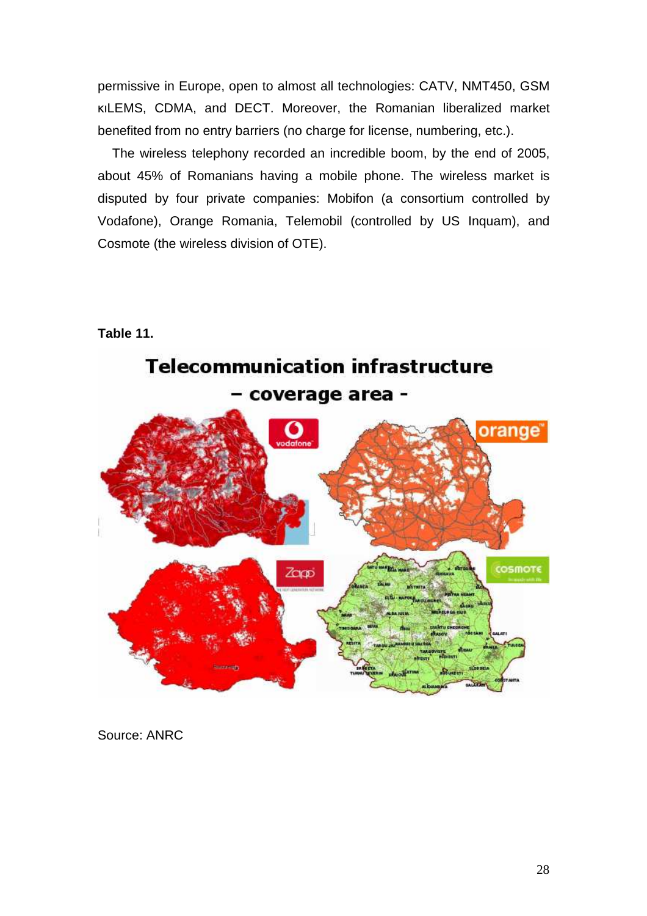permissive in Europe, open to almost all technologies: CATV, NMT450, GSM κιLEMS, CDMA, and DECT. Moreover, the Romanian liberalized market benefited from no entry barriers (no charge for license, numbering, etc.).

The wireless telephony recorded an incredible boom, by the end of 2005, about 45% of Romanians having a mobile phone. The wireless market is disputed by four private companies: Mobifon (a consortium controlled by Vodafone), Orange Romania, Telemobil (controlled by US Inquam), and Cosmote (the wireless division of OTE).

**Table 11.**

Source: ANRC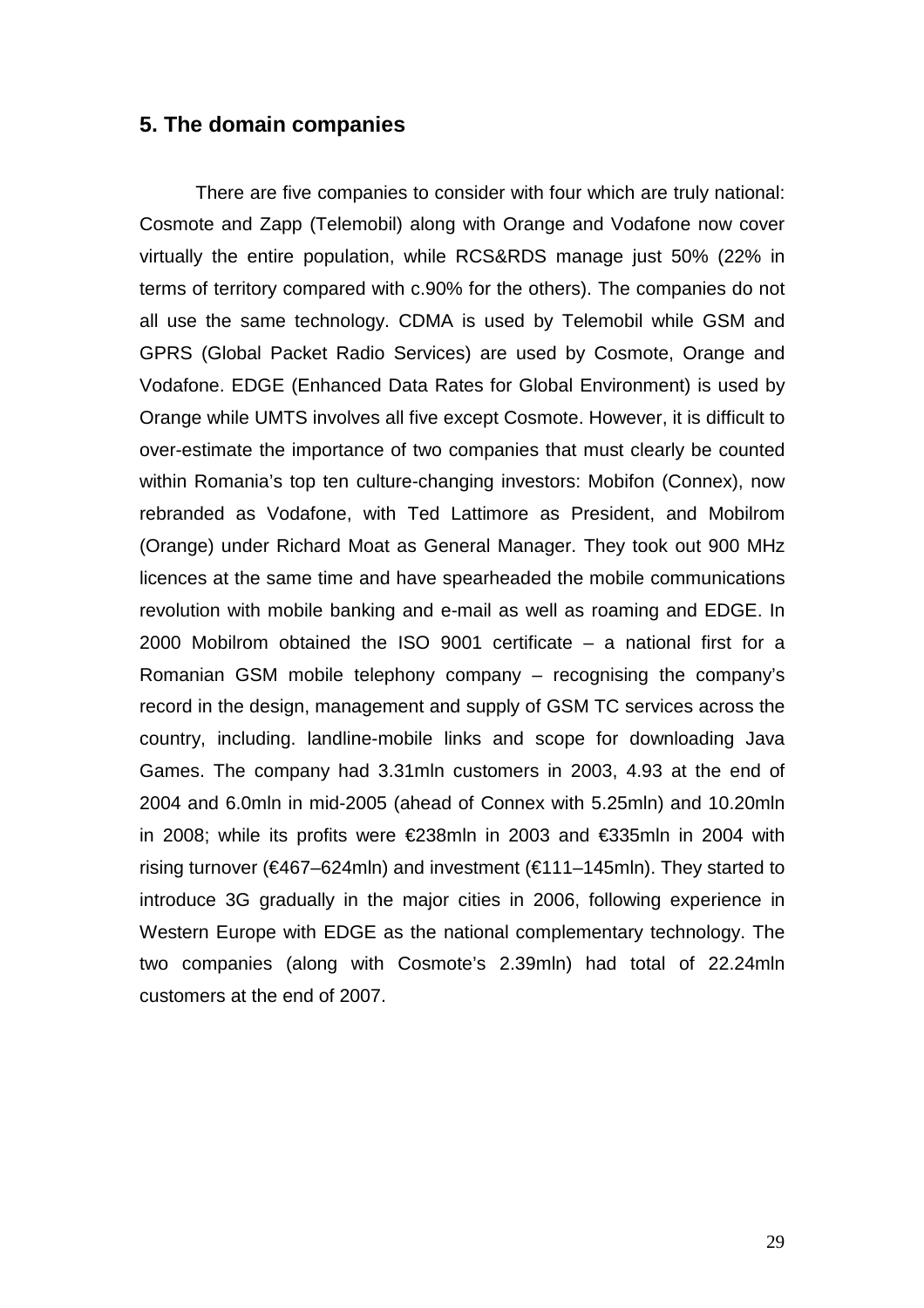## 5. The domain companies

There are five companies to consider with four which are truly national: Cosmote and Zapp (Telemobil) along with Orange and Vodafone now cover virtually the entire population, while RCS&RDS manage just 50% (22% in terms of territory compared with c.90% for the others). The companies do not all use the same technology. CDMA is used by Telemobil while GSM and GPRS (Global Packet Radio Services) are used by Cosmote, Orange and Vodafone. EDGE (Enhanced Data Rates for Global Environment) is used by Orange while UMTS involves all five except Cosmote. However, it is difficult to over-estimate the importance of two companies that must clearly be counted within Romania's top ten culture-changing investors: Mobifon (Connex), now rebranded as Vodafone, with Ted Lattimore as President, and Mobilrom (Orange) under Richard Moat as General Manager. They took out 900 MHz licences at the same time and have spearheaded the mobile communications revolution with mobile banking and e-mail as well as roaming and EDGE. In 2000 Mobilrom obtained the ISO 9001 certificate – a national first for a Romanian GSM mobile telephony company – recognising the company's record in the design, management and supply of GSM TC services across the country, including. landline-mobile links and scope for downloading Java Games. The company had 3.31mln customers in 2003, 4.93 at the end of 2004 and 6.0mln in mid-2005 (ahead of Connex with 5.25mln) and 10.20mln in 2008; while its profits were €238mln in 2003 and €335mln in 2004 with rising turnover (€467–624mln) and investment (€111–145mln). They started to introduce 3G gradually in the major cities in 2006, following experience in Western Europe with EDGE as the national complementary technology. The two companies (along with Cosmote's 2.39mln) had total of 22.24mln customers at the end of 2007.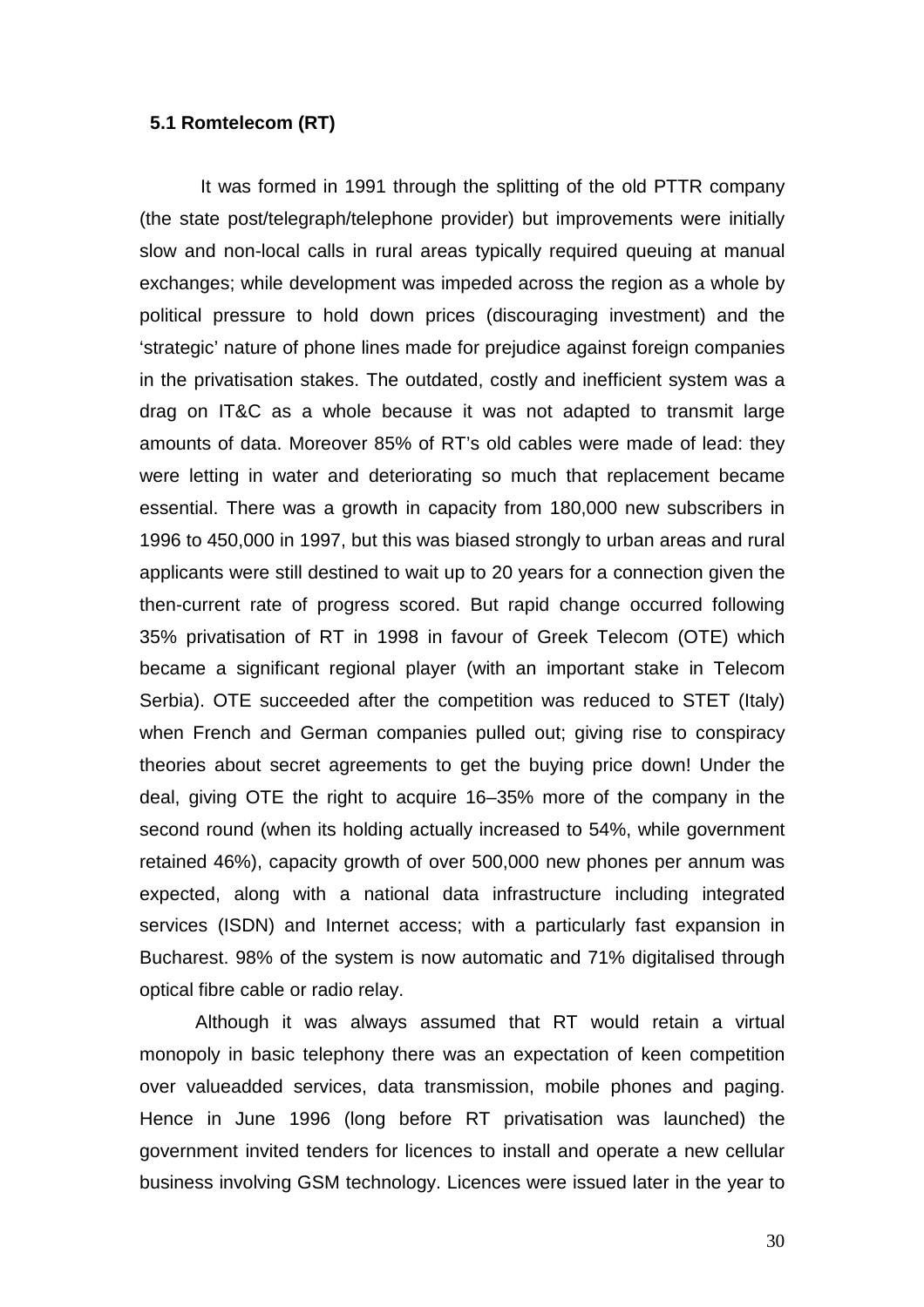### 5.1 Romtelecom (RT)

It was formed in 1991 through the splitting of the old PTTR company (the state post/telegraph/telephone provider) but improvements were initially slow and non-local calls in rural areas typically required queuing at manual exchanges; while development was impeded across the region as a whole by political pressure to hold down prices (discouraging investment) and the 'strategic' nature of phone lines made for prejudice against foreign companies in the privatisation stakes. The outdated, costly and inefficient system was a drag on IT&C as a whole because it was not adapted to transmit large amounts of data. Moreover 85% of RT's old cables were made of lead: they were letting in water and deteriorating so much that replacement became essential. There was a growth in capacity from 180,000 new subscribers in 1996 to 450,000 in 1997, but this was biased strongly to urban areas and rural applicants were still destined to wait up to 20 years for a connection given the then-current rate of progress scored. But rapid change occurred following 35% privatisation of RT in 1998 in favour of Greek Telecom (OTE) which became a significant regional player (with an important stake in Telecom Serbia). OTE succeeded after the competition was reduced to STET (Italy) when French and German companies pulled out; giving rise to conspiracy theories about secret agreements to get the buying price down! Under the deal, giving OTE the right to acquire 16–35% more of the company in the second round (when its holding actually increased to 54%, while government retained 46%), capacity growth of over 500,000 new phones per annum was expected, along with a national data infrastructure including integrated services (ISDN) and Internet access; with a particularly fast expansion in Bucharest. 98% of the system is now automatic and 71% digitalised through optical fibre cable or radio relay.

Although it was always assumed that RT would retain a virtual monopoly in basic telephony there was an expectation of keen competition over valueadded services, data transmission, mobile phones and paging. Hence in June 1996 (long before RT privatisation was launched) the government invited tenders for licences to install and operate a new cellular business involving GSM technology. Licences were issued later in the year to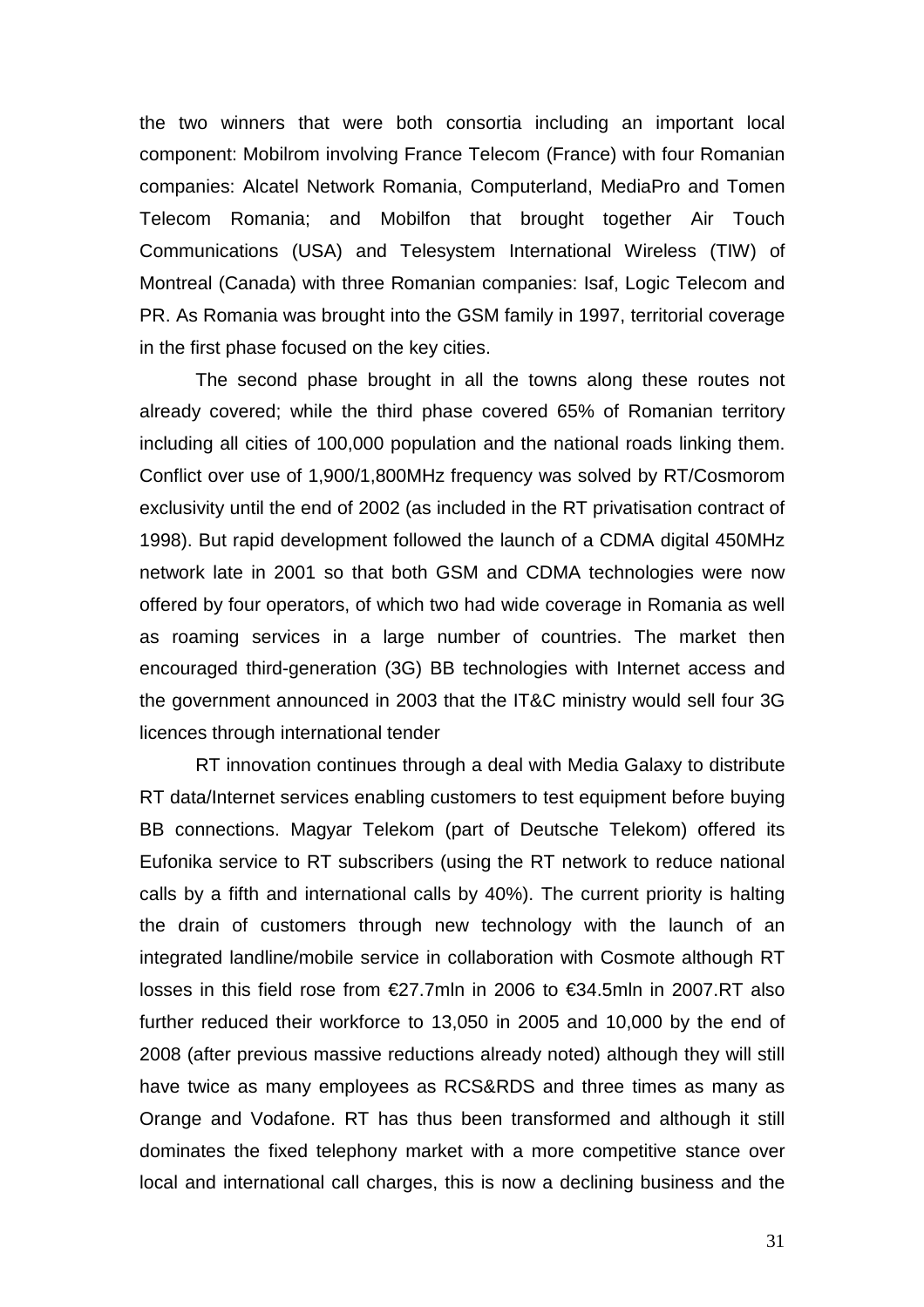the two winners that were both consortia including an important local component: Mobilrom involving France Telecom (France) with four Romanian companies: Alcatel Network Romania, Computerland, MediaPro and Tomen Telecom Romania; and Mobilfon that brought together Air Touch Communications (USA) and Telesystem International Wireless (TIW) of Montreal (Canada) with three Romanian companies: Isaf, Logic Telecom and PR. As Romania was brought into the GSM family in 1997, territorial coverage in the first phase focused on the key cities.

The second phase brought in all the towns along these routes not already covered; while the third phase covered 65% of Romanian territory including all cities of 100,000 population and the national roads linking them. Conflict over use of 1,900/1,800MHz frequency was solved by RT/Cosmorom exclusivity until the end of 2002 (as included in the RT privatisation contract of 1998). But rapid development followed the launch of a CDMA digital 450MHz network late in 2001 so that both GSM and CDMA technologies were now offered by four operators, of which two had wide coverage in Romania as well as roaming services in a large number of countries. The market then encouraged third-generation (3G) BB technologies with Internet access and the government announced in 2003 that the IT&C ministry would sell four 3G licences through international tender

RT innovation continues through a deal with Media Galaxy to distribute RT data/Internet services enabling customers to test equipment before buying BB connections. Magyar Telekom (part of Deutsche Telekom) offered its Eufonika service to RT subscribers (using the RT network to reduce national calls by a fifth and international calls by 40%). The current priority is halting the drain of customers through new technology with the launch of an integrated landline/mobile service in collaboration with Cosmote although RT losses in this field rose from €27.7mln in 2006 to €34.5mln in 2007.RT also further reduced their workforce to 13,050 in 2005 and 10,000 by the end of 2008 (after previous massive reductions already noted) although they will still have twice as many employees as RCS&RDS and three times as many as Orange and Vodafone. RT has thus been transformed and although it still dominates the fixed telephony market with a more competitive stance over local and international call charges, this is now a declining business and the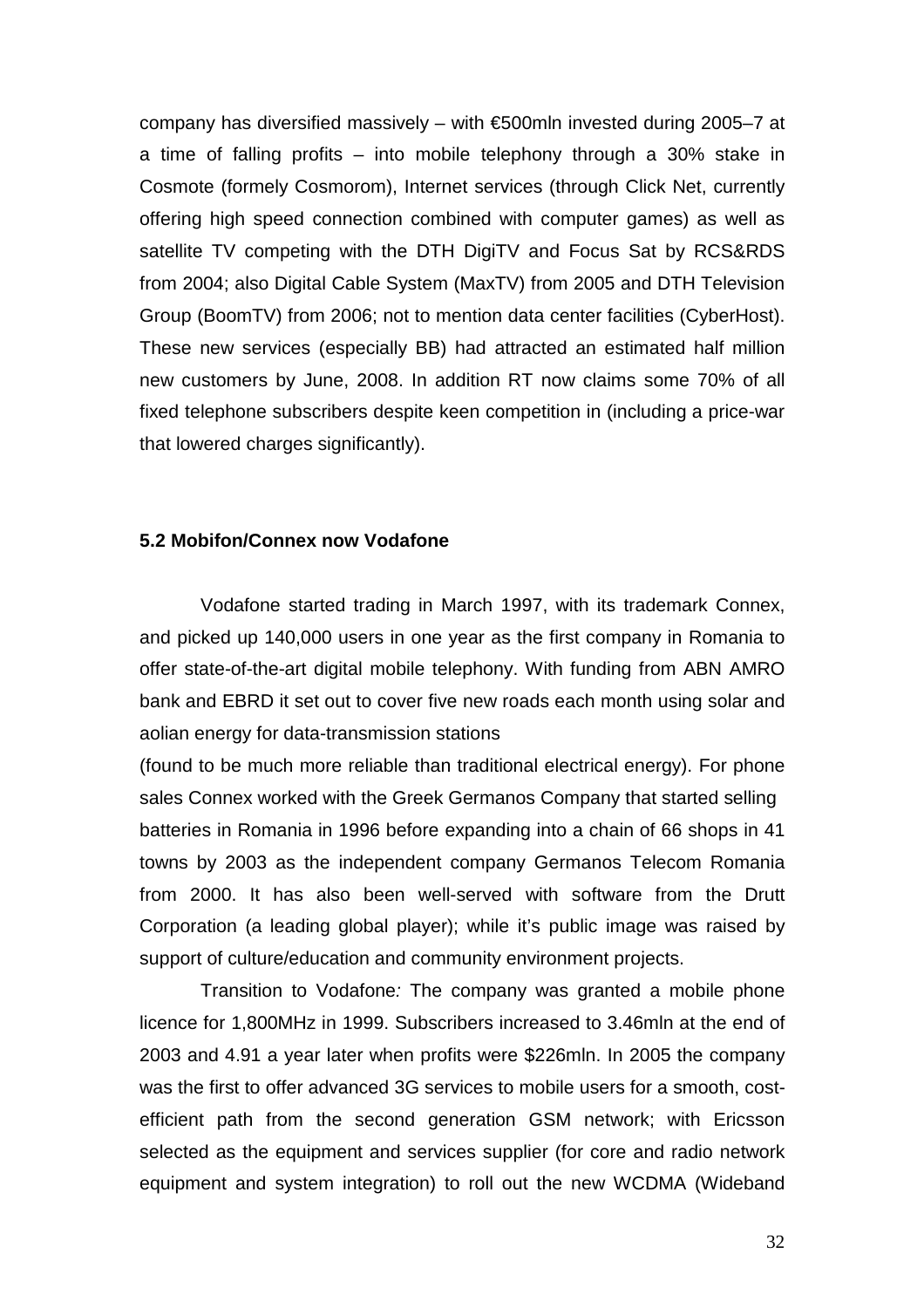company has diversified massively – with €500mln invested during 2005–7 at a time of falling profits – into mobile telephony through a 30% stake in Cosmote (formely Cosmorom), Internet services (through Click Net, currently offering high speed connection combined with computer games) as well as satellite TV competing with the DTH DigiTV and Focus Sat by RCS&RDS from 2004; also Digital Cable System (MaxTV) from 2005 and DTH Television Group (BoomTV) from 2006; not to mention data center facilities (CyberHost). These new services (especially BB) had attracted an estimated half million new customers by June, 2008. In addition RT now claims some 70% of all fixed telephone subscribers despite keen competition in (including a price-war that lowered charges significantly).

**5.2 Mobifon/Connex now Vodafone**

Vodafone started trading in March 1997, with its trademark Connex, and picked up 140,000 users in one year as the first company in Romania to offer state-of-the-art digital mobile telephony. With funding from ABN AMRO bank and EBRD it set out to cover five new roads each month using solar and aolian energy for data-transmission stations (found to be much more reliable than traditional electrical energy). For phone sales Connex worked with the Greek Germanos Company that started selling batteries in Romania in 1996 before expanding into a chain of 66 shops in 41 towns by 2003 as the independent company Germanos Telecom Romania from 2000. It has also been well-served with software from the Drutt Corporation (a leading global player); while it's public image was raised by support of culture/education and community environment projects.

Transition to Vodafone*:* The company was granted a mobile phone licence for 1,800MHz in 1999. Subscribers increased to 3.46mln at the end of 2003 and 4.91 a year later when profits were $226mln. In 2005 the company was the first to offer advanced 3G services to mobile users for a smooth, cost-efficient path from the second generation GSM network; with Ericsson selected as the equipment and services supplier (for core and radio network equipment and system integration) to roll out the new WCDMA (Wideband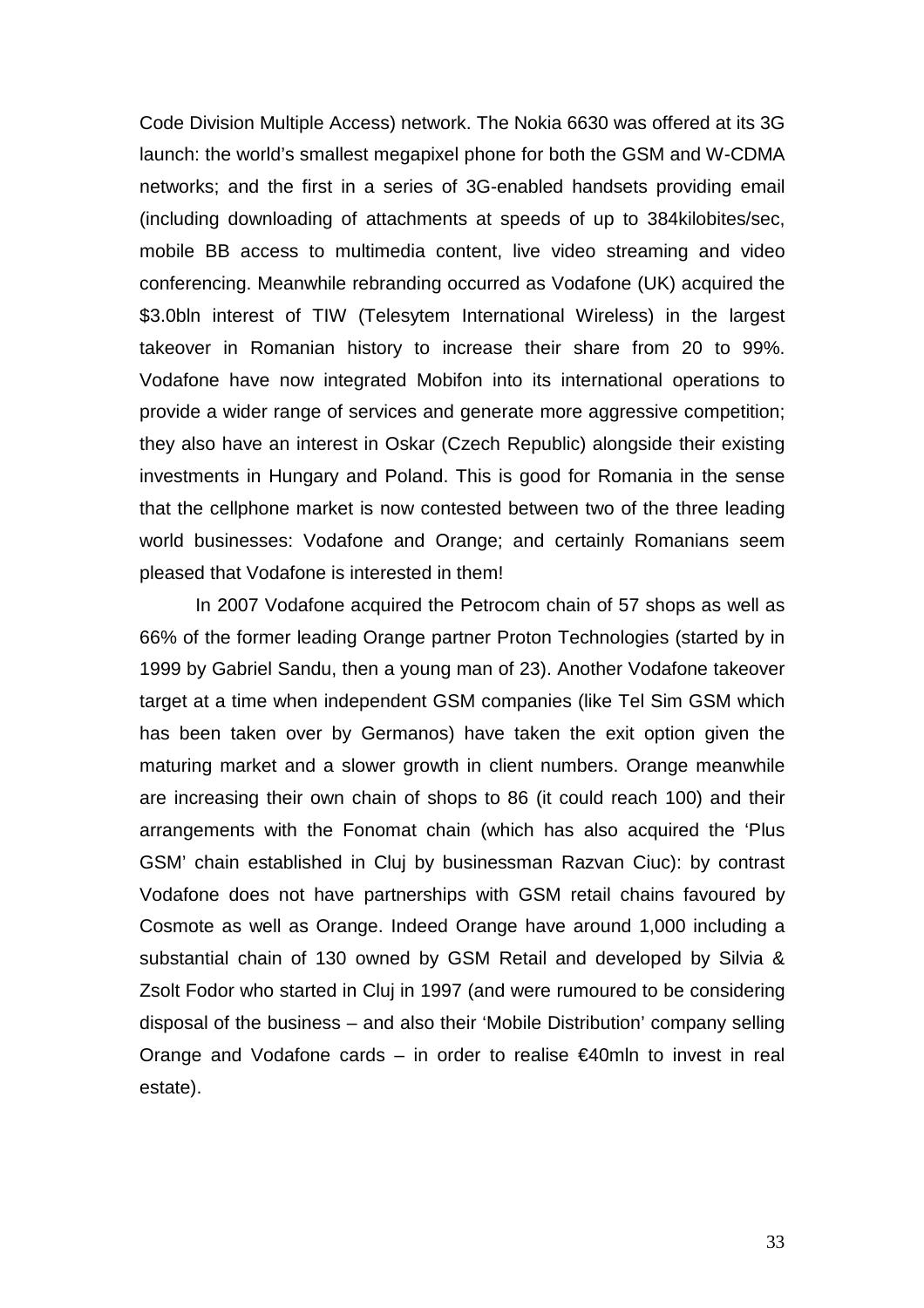Code Division Multiple Access) network. The Nokia 6630 was offered at its 3G launch: the world's smallest megapixel phone for both the GSM and W-CDMA networks; and the first in a series of 3G-enabled handsets providing email (including downloading of attachments at speeds of up to 384kilobites/sec, mobile BB access to multimedia content, live video streaming and video conferencing. Meanwhile rebranding occurred as Vodafone (UK) acquired the $3.0bln interest of TIW (Telesytem International Wireless) in the largest takeover in Romanian history to increase their share from 20 to 99%. Vodafone have now integrated Mobifon into its international operations to provide a wider range of services and generate more aggressive competition; they also have an interest in Oskar (Czech Republic) alongside their existing investments in Hungary and Poland. This is good for Romania in the sense that the cellphone market is now contested between two of the three leading world businesses: Vodafone and Orange; and certainly Romanians seem pleased that Vodafone is interested in them!

In 2007 Vodafone acquired the Petrocom chain of 57 shops as well as 66% of the former leading Orange partner Proton Technologies (started by in 1999 by Gabriel Sandu, then a young man of 23). Another Vodafone takeover target at a time when independent GSM companies (like Tel Sim GSM which has been taken over by Germanos) have taken the exit option given the maturing market and a slower growth in client numbers. Orange meanwhile are increasing their own chain of shops to 86 (it could reach 100) and their arrangements with the Fonomat chain (which has also acquired the 'Plus GSM' chain established in Cluj by businessman Razvan Ciuc): by contrast Vodafone does not have partnerships with GSM retail chains favoured by Cosmote as well as Orange. Indeed Orange have around 1,000 including a substantial chain of 130 owned by GSM Retail and developed by Silvia & Zsolt Fodor who started in Cluj in 1997 (and were rumoured to be considering disposal of the business – and also their 'Mobile Distribution' company selling Orange and Vodafone cards – in order to realise €40mln to invest in real estate).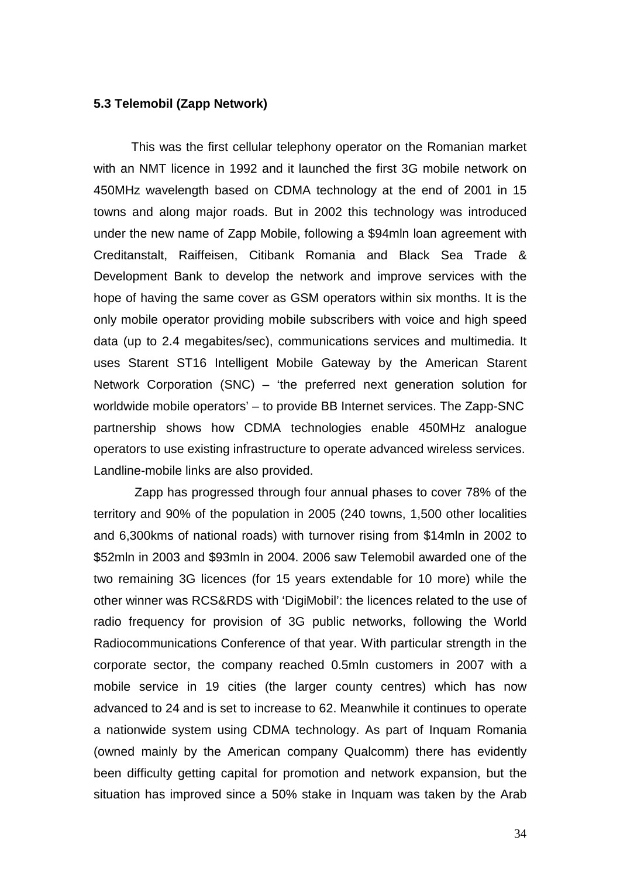### 5.3 Telemobil (Zapp Network)

This was the first cellular telephony operator on the Romanian market with an NMT licence in 1992 and it launched the first 3G mobile network on 450MHz wavelength based on CDMA technology at the end of 2001 in 15 towns and along major roads. But in 2002 this technology was introduced under the new name of Zapp Mobile, following a $94mln loan agreement with Creditanstalt, Raiffeisen, Citibank Romania and Black Sea Trade & Development Bank to develop the network and improve services with the hope of having the same cover as GSM operators within six months. It is the only mobile operator providing mobile subscribers with voice and high speed data (up to 2.4 megabites/sec), communications services and multimedia. It uses Starent ST16 Intelligent Mobile Gateway by the American Starent Network Corporation (SNC) – 'the preferred next generation solution for worldwide mobile operators' – to provide BB Internet services. The Zapp-SNC partnership shows how CDMA technologies enable 450MHz analogue operators to use existing infrastructure to operate advanced wireless services. Landline-mobile links are also provided.

Zapp has progressed through four annual phases to cover 78% of the territory and 90% of the population in 2005 (240 towns, 1,500 other localities and 6,300kms of national roads) with turnover rising from $14mln in 2002 to $52mln in 2003 and $93mln in 2004. 2006 saw Telemobil awarded one of the two remaining 3G licences (for 15 years extendable for 10 more) while the other winner was RCS&RDS with 'DigiMobil': the licences related to the use of radio frequency for provision of 3G public networks, following the World Radiocommunications Conference of that year. With particular strength in the corporate sector, the company reached 0.5mln customers in 2007 with a mobile service in 19 cities (the larger county centres) which has now advanced to 24 and is set to increase to 62. Meanwhile it continues to operate a nationwide system using CDMA technology. As part of Inquam Romania (owned mainly by the American company Qualcomm) there has evidently been difficulty getting capital for promotion and network expansion, but the situation has improved since a 50% stake in Inquam was taken by the Arab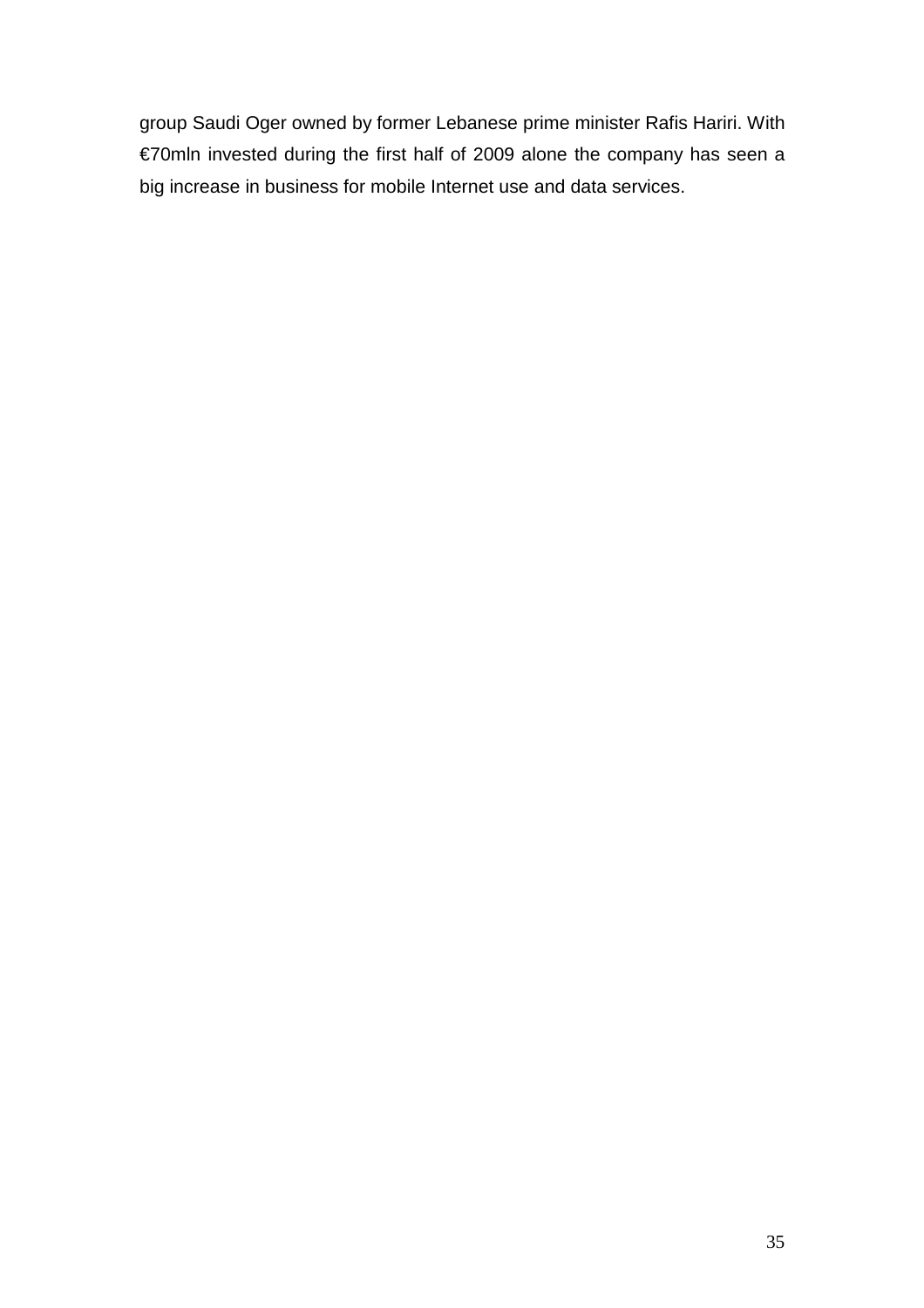group Saudi Oger owned by former Lebanese prime minister Rafis Hariri. With €70mln invested during the first half of 2009 alone the company has seen a big increase in business for mobile Internet use and data services.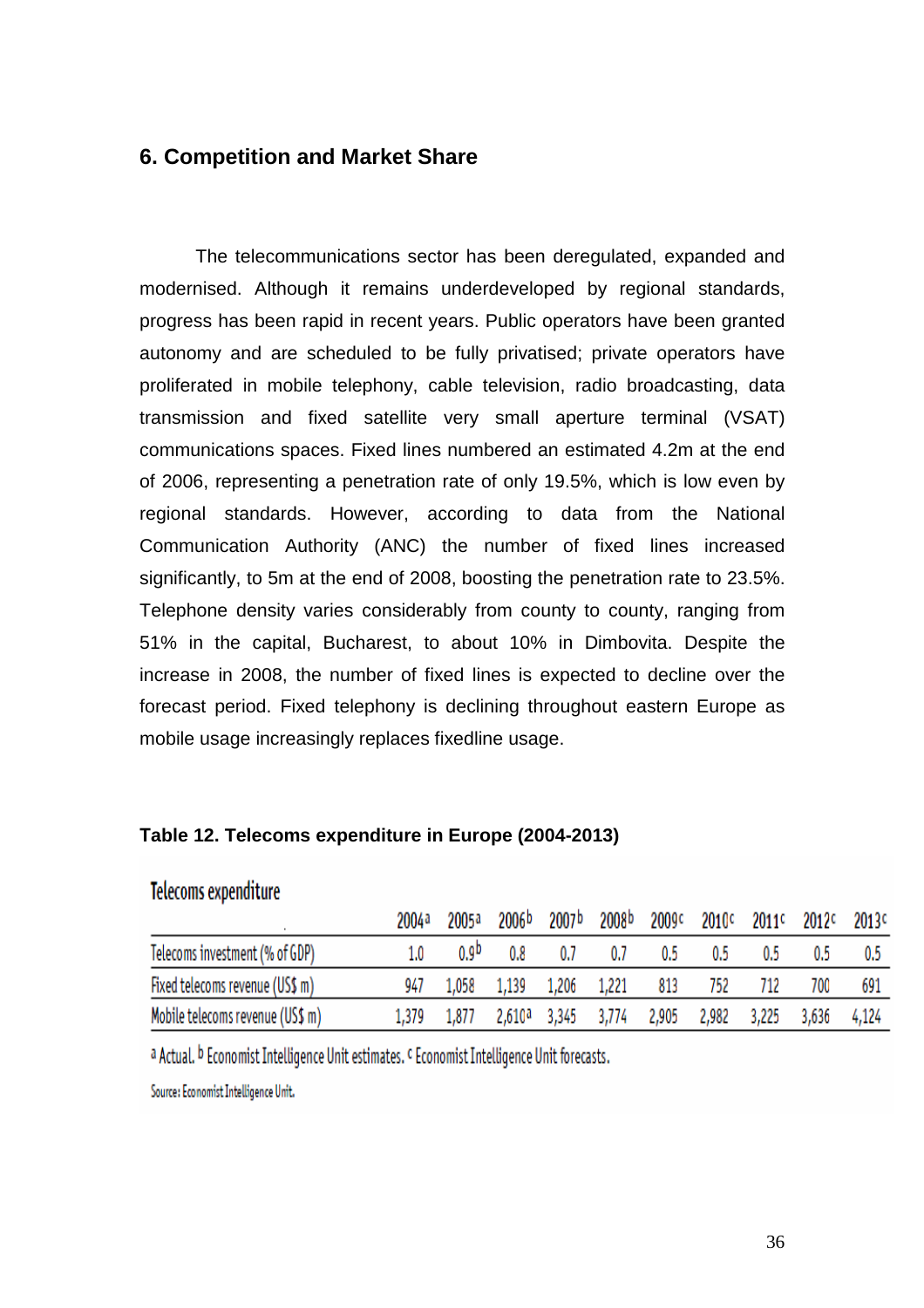## 6. Competition and Market Share

The telecommunications sector has been deregulated, expanded and modernised. Although it remains underdeveloped by regional standards, progress has been rapid in recent years. Public operators have been granted autonomy and are scheduled to be fully privatised; private operators have proliferated in mobile telephony, cable television, radio broadcasting, data transmission and fixed satellite very small aperture terminal (VSAT) communications spaces. Fixed lines numbered an estimated 4.2m at the end of 2006, representing a penetration rate of only 19.5%, which is low even by regional standards. However, according to data from the National Communication Authority (ANC) the number of fixed lines increased significantly, to 5m at the end of 2008, boosting the penetration rate to 23.5%. Telephone density varies considerably from county to county, ranging from 51% in the capital, Bucharest, to about 10% in Dimbovita. Despite the increase in 2008, the number of fixed lines is expected to decline over the forecast period. Fixed telephony is declining throughout eastern Europe as mobile usage increasingly replaces fixedline usage.

**Table 12. Telecoms expenditure in Europe (2004-2013)**

**Telecoms expenditure**

| | 2004[a] | 2005[a] | 2006[b] | 2007[b] | 2008[b] | 2009[c] | 2010[c] | 2011[c] | 2012[c] | 2013[c] |
|---|---|---|---|---|---|---|---|---|---|---|
| Telecoms investment (% of GDP) | 1.0 | 0.9[b] | 0.8 | 0.7 | 0.7 | 0.5 | 0.5 | 0.5 | 0.5 | 0.5 |
| Fixed telecoms revenue (US$ m) | 947 | 1,058 | 1,139 | 1,206 | 1,221 | 813 | 752 | 712 | 700 | 691 |
| Mobile telecoms revenue (US$ m) | 1,379 | 1,877 | 2,610[a] | 3,345 | 3,774 | 2,905 | 2,982 | 3,225 | 3,636 | 4,124 |

[a] Actual. [b] Economist Intelligence Unit estimates. [c] Economist Intelligence Unit forecasts.

Source: Economist Intelligence Unit.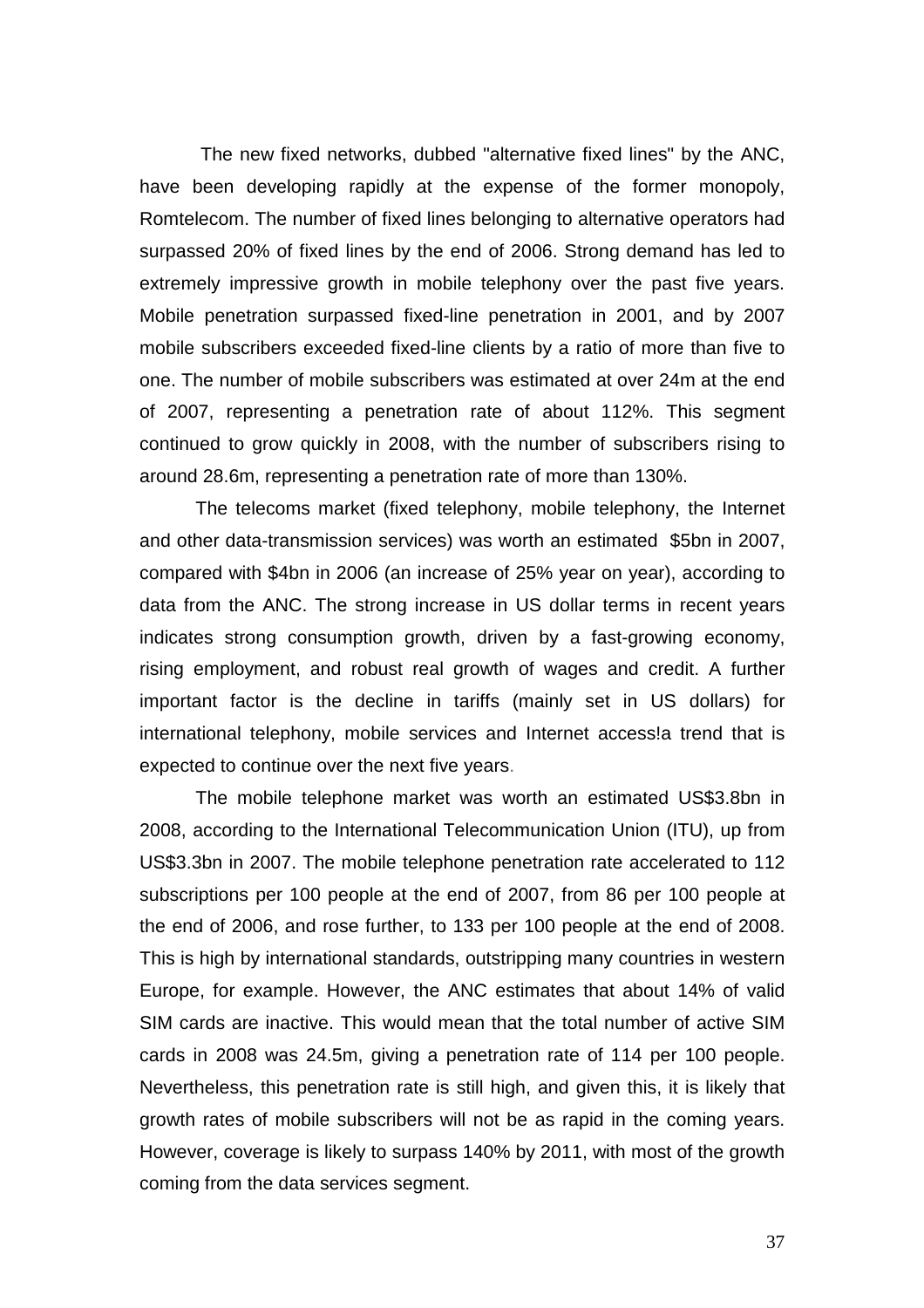The new fixed networks, dubbed "alternative fixed lines" by the ANC, have been developing rapidly at the expense of the former monopoly, Romtelecom. The number of fixed lines belonging to alternative operators had surpassed 20% of fixed lines by the end of 2006. Strong demand has led to extremely impressive growth in mobile telephony over the past five years. Mobile penetration surpassed fixed-line penetration in 2001, and by 2007 mobile subscribers exceeded fixed-line clients by a ratio of more than five to one. The number of mobile subscribers was estimated at over 24m at the end of 2007, representing a penetration rate of about 112%. This segment continued to grow quickly in 2008, with the number of subscribers rising to around 28.6m, representing a penetration rate of more than 130%.

The telecoms market (fixed telephony, mobile telephony, the Internet and other data-transmission services) was worth an estimated $5bn in 2007, compared with $4bn in 2006 (an increase of 25% year on year), according to data from the ANC. The strong increase in US dollar terms in recent years indicates strong consumption growth, driven by a fast-growing economy, rising employment, and robust real growth of wages and credit. A further important factor is the decline in tariffs (mainly set in US dollars) for international telephony, mobile services and Internet access!a trend that is expected to continue over the next five years.

The mobile telephone market was worth an estimated US$3.8bn in 2008, according to the International Telecommunication Union (ITU), up from US$3.3bn in 2007. The mobile telephone penetration rate accelerated to 112 subscriptions per 100 people at the end of 2007, from 86 per 100 people at the end of 2006, and rose further, to 133 per 100 people at the end of 2008. This is high by international standards, outstripping many countries in western Europe, for example. However, the ANC estimates that about 14% of valid SIM cards are inactive. This would mean that the total number of active SIM cards in 2008 was 24.5m, giving a penetration rate of 114 per 100 people. Nevertheless, this penetration rate is still high, and given this, it is likely that growth rates of mobile subscribers will not be as rapid in the coming years. However, coverage is likely to surpass 140% by 2011, with most of the growth coming from the data services segment.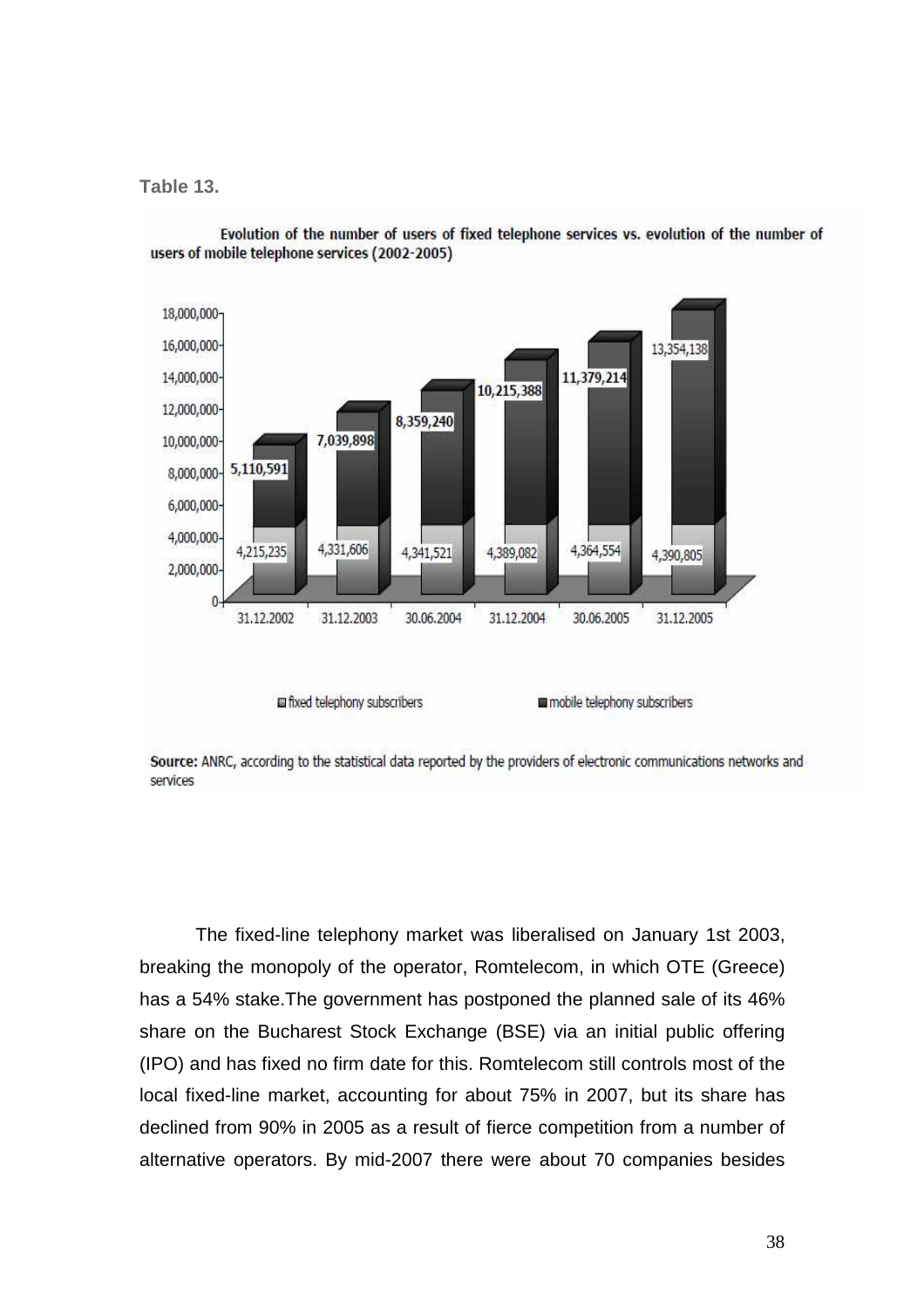**Table 13.**

Evolution of the number of users of fixed telephone services vs. evolution of the number of users of mobile telephone services (2002-2005)

| Date | fixed telephony subscribers | mobile telephony subscribers |
|---|---|---|
| 31.12.2002 | 4,215,235 | 5,110,591 |
| 31.12.2003 | 4,331,606 | 7,039,898 |
| 30.06.2004 | 4,341,521 | 8,359,240 |
| 31.12.2004 | 4,389,082 | 10,215,388 |
| 30.06.2005 | 4,364,554 | 11,379,214 |
| 31.12.2005 | 4,390,805 | 13,354,138 |

**Source:** ANRC, according to the statistical data reported by the providers of electronic communications networks and services

The fixed-line telephony market was liberalised on January 1st 2003, breaking the monopoly of the operator, Romtelecom, in which OTE (Greece) has a 54% stake.The government has postponed the planned sale of its 46% share on the Bucharest Stock Exchange (BSE) via an initial public offering (IPO) and has fixed no firm date for this. Romtelecom still controls most of the local fixed-line market, accounting for about 75% in 2007, but its share has declined from 90% in 2005 as a result of fierce competition from a number of alternative operators. By mid-2007 there were about 70 companies besides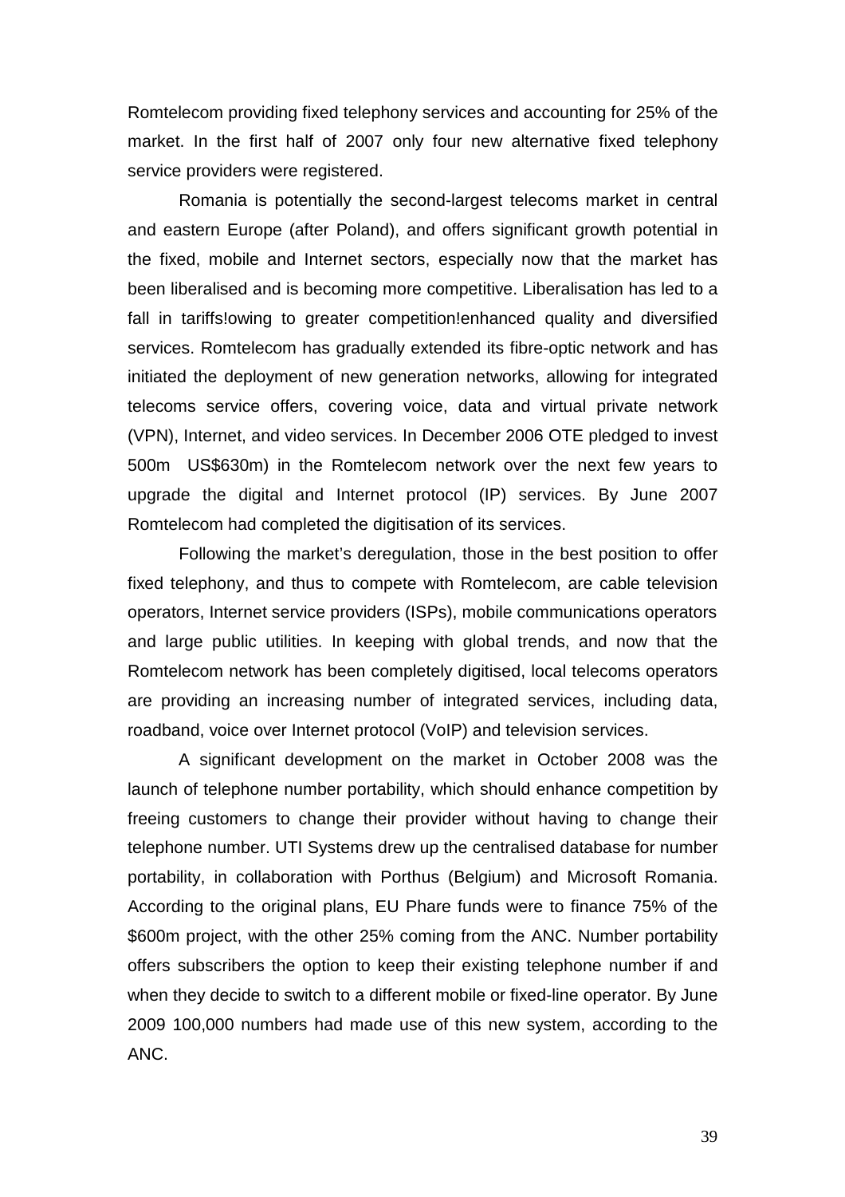Romtelecom providing fixed telephony services and accounting for 25% of the market. In the first half of 2007 only four new alternative fixed telephony service providers were registered.

Romania is potentially the second-largest telecoms market in central and eastern Europe (after Poland), and offers significant growth potential in the fixed, mobile and Internet sectors, especially now that the market has been liberalised and is becoming more competitive. Liberalisation has led to a fall in tariffs!owing to greater competition!enhanced quality and diversified services. Romtelecom has gradually extended its fibre-optic network and has initiated the deployment of new generation networks, allowing for integrated telecoms service offers, covering voice, data and virtual private network (VPN), Internet, and video services. In December 2006 OTE pledged to invest 500m  US$630m) in the Romtelecom network over the next few years to upgrade the digital and Internet protocol (IP) services. By June 2007 Romtelecom had completed the digitisation of its services.

Following the market's deregulation, those in the best position to offer fixed telephony, and thus to compete with Romtelecom, are cable television operators, Internet service providers (ISPs), mobile communications operators and large public utilities. In keeping with global trends, and now that the Romtelecom network has been completely digitised, local telecoms operators are providing an increasing number of integrated services, including data, roadband, voice over Internet protocol (VoIP) and television services.

A significant development on the market in October 2008 was the launch of telephone number portability, which should enhance competition by freeing customers to change their provider without having to change their telephone number. UTI Systems drew up the centralised database for number portability, in collaboration with Porthus (Belgium) and Microsoft Romania. According to the original plans, EU Phare funds were to finance 75% of the $600m project, with the other 25% coming from the ANC. Number portability offers subscribers the option to keep their existing telephone number if and when they decide to switch to a different mobile or fixed-line operator. By June 2009 100,000 numbers had made use of this new system, according to the ANC.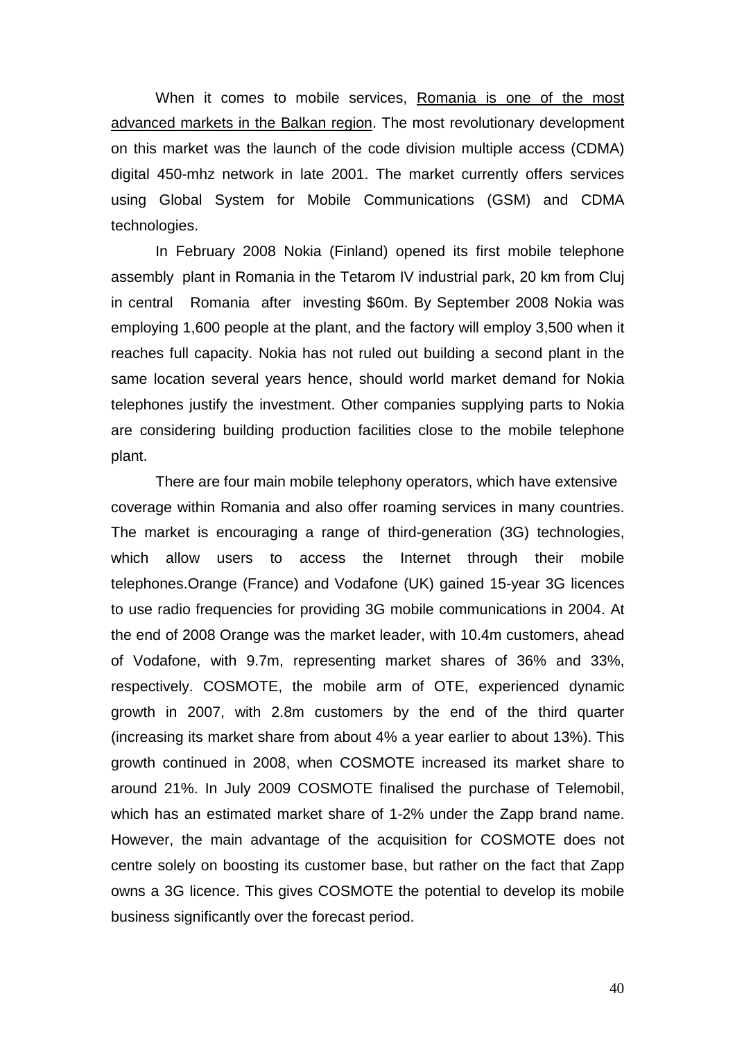When it comes to mobile services, Romania is one of the most advanced markets in the Balkan region. The most revolutionary development on this market was the launch of the code division multiple access (CDMA) digital 450-mhz network in late 2001. The market currently offers services using Global System for Mobile Communications (GSM) and CDMA technologies.

In February 2008 Nokia (Finland) opened its first mobile telephone assembly plant in Romania in the Tetarom IV industrial park, 20 km from Cluj in central Romania after investing \$60m. By September 2008 Nokia was employing 1,600 people at the plant, and the factory will employ 3,500 when it reaches full capacity. Nokia has not ruled out building a second plant in the same location several years hence, should world market demand for Nokia telephones justify the investment. Other companies supplying parts to Nokia are considering building production facilities close to the mobile telephone plant.

There are four main mobile telephony operators, which have extensive coverage within Romania and also offer roaming services in many countries. The market is encouraging a range of third-generation (3G) technologies, which allow users to access the Internet through their mobile telephones.Orange (France) and Vodafone (UK) gained 15-year 3G licences to use radio frequencies for providing 3G mobile communications in 2004. At the end of 2008 Orange was the market leader, with 10.4m customers, ahead of Vodafone, with 9.7m, representing market shares of 36% and 33%, respectively. COSMOTE, the mobile arm of OTE, experienced dynamic growth in 2007, with 2.8m customers by the end of the third quarter (increasing its market share from about 4% a year earlier to about 13%). This growth continued in 2008, when COSMOTE increased its market share to around 21%. In July 2009 COSMOTE finalised the purchase of Telemobil, which has an estimated market share of 1-2% under the Zapp brand name. However, the main advantage of the acquisition for COSMOTE does not centre solely on boosting its customer base, but rather on the fact that Zapp owns a 3G licence. This gives COSMOTE the potential to develop its mobile business significantly over the forecast period.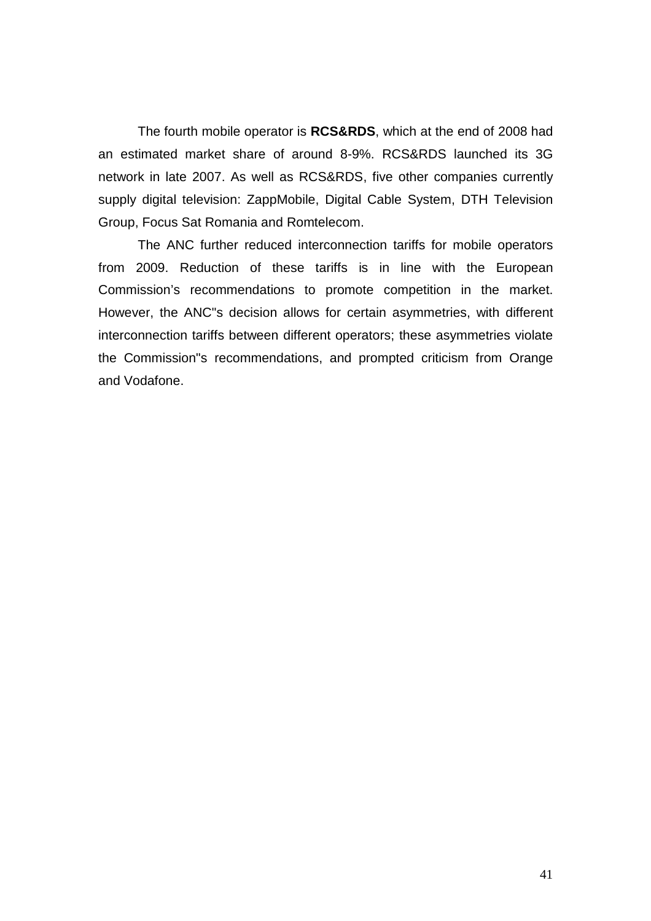The fourth mobile operator is **RCS&RDS**, which at the end of 2008 had an estimated market share of around 8-9%. RCS&RDS launched its 3G network in late 2007. As well as RCS&RDS, five other companies currently supply digital television: ZappMobile, Digital Cable System, DTH Television Group, Focus Sat Romania and Romtelecom.

The ANC further reduced interconnection tariffs for mobile operators from 2009. Reduction of these tariffs is in line with the European Commission's recommendations to promote competition in the market. However, the ANC"s decision allows for certain asymmetries, with different interconnection tariffs between different operators; these asymmetries violate the Commission"s recommendations, and prompted criticism from Orange and Vodafone.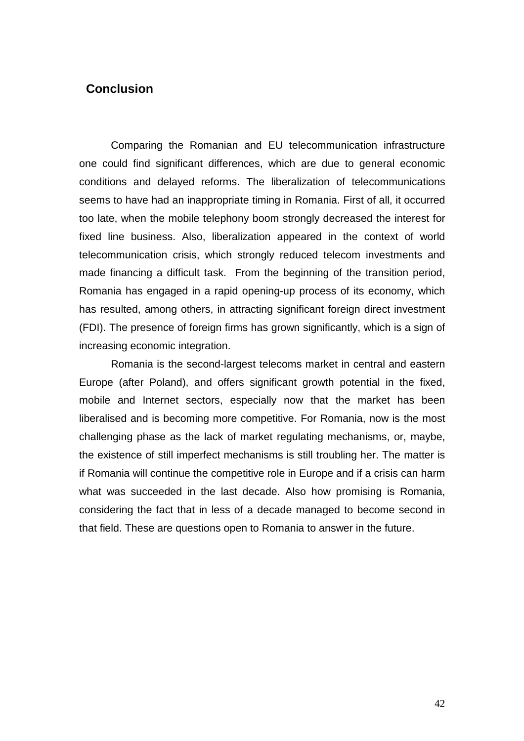## Conclusion

Comparing the Romanian and EU telecommunication infrastructure one could find significant differences, which are due to general economic conditions and delayed reforms. The liberalization of telecommunications seems to have had an inappropriate timing in Romania. First of all, it occurred too late, when the mobile telephony boom strongly decreased the interest for fixed line business. Also, liberalization appeared in the context of world telecommunication crisis, which strongly reduced telecom investments and made financing a difficult task. From the beginning of the transition period, Romania has engaged in a rapid opening-up process of its economy, which has resulted, among others, in attracting significant foreign direct investment (FDI). The presence of foreign firms has grown significantly, which is a sign of increasing economic integration.

Romania is the second-largest telecoms market in central and eastern Europe (after Poland), and offers significant growth potential in the fixed, mobile and Internet sectors, especially now that the market has been liberalised and is becoming more competitive. For Romania, now is the most challenging phase as the lack of market regulating mechanisms, or, maybe, the existence of still imperfect mechanisms is still troubling her. The matter is if Romania will continue the competitive role in Europe and if a crisis can harm what was succeeded in the last decade. Also how promising is Romania, considering the fact that in less of a decade managed to become second in that field. These are questions open to Romania to answer in the future.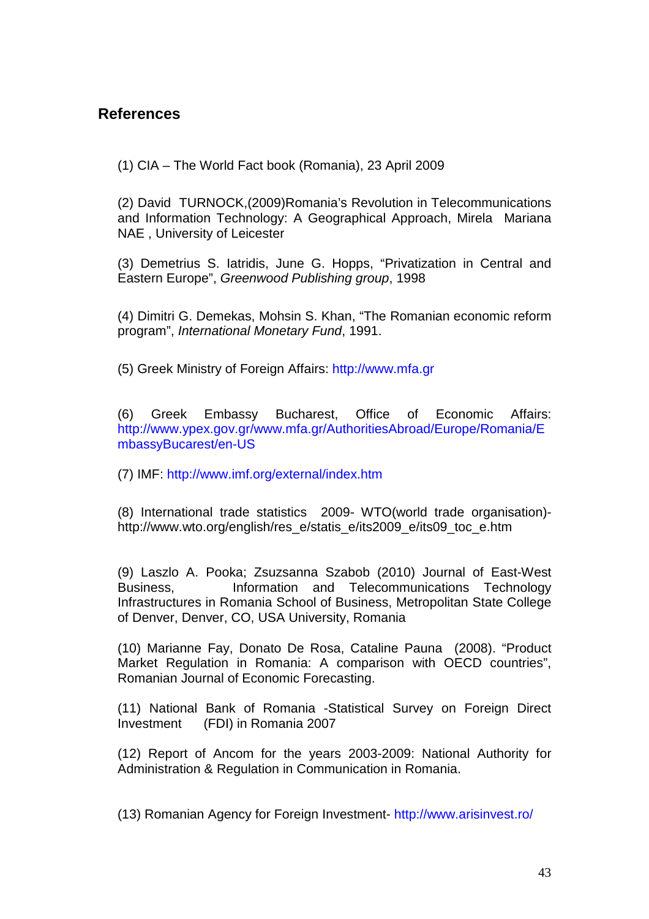## References

(1) CIA – The World Fact book (Romania), 23 April 2009

(2) David TURNOCK,(2009)Romania's Revolution in Telecommunications and Information Technology: A Geographical Approach, Mirela Mariana NAE , University of Leicester

(3) Demetrius S. Iatridis, June G. Hopps, "Privatization in Central and Eastern Europe", *Greenwood Publishing group*, 1998

(4) Dimitri G. Demekas, Mohsin S. Khan, "The Romanian economic reform program", *International Monetary Fund*, 1991.

(5) Greek Ministry of Foreign Affairs: http://www.mfa.gr

(6) Greek Embassy Bucharest, Office of Economic Affairs: http://www.ypex.gov.gr/www.mfa.gr/AuthoritiesAbroad/Europe/Romania/EmbassyBucarest/en-US

(7) IMF: http://www.imf.org/external/index.htm

(8) International trade statistics 2009- WTO(world trade organisation)- http://www.wto.org/english/res_e/statis_e/its2009_e/its09_toc_e.htm

(9) Laszlo A. Pooka; Zsuzsanna Szabob (2010) Journal of East-West Business, Information and Telecommunications Technology Infrastructures in Romania School of Business, Metropolitan State College of Denver, Denver, CO, USA University, Romania

(10) Marianne Fay, Donato De Rosa, Cataline Pauna (2008). "Product Market Regulation in Romania: A comparison with OECD countries", Romanian Journal of Economic Forecasting.

(11) National Bank of Romania -Statistical Survey on Foreign Direct Investment (FDI) in Romania 2007

(12) Report of Ancom for the years 2003-2009: National Authority for Administration & Regulation in Communication in Romania.

(13) Romanian Agency for Foreign Investment- http://www.arisinvest.ro/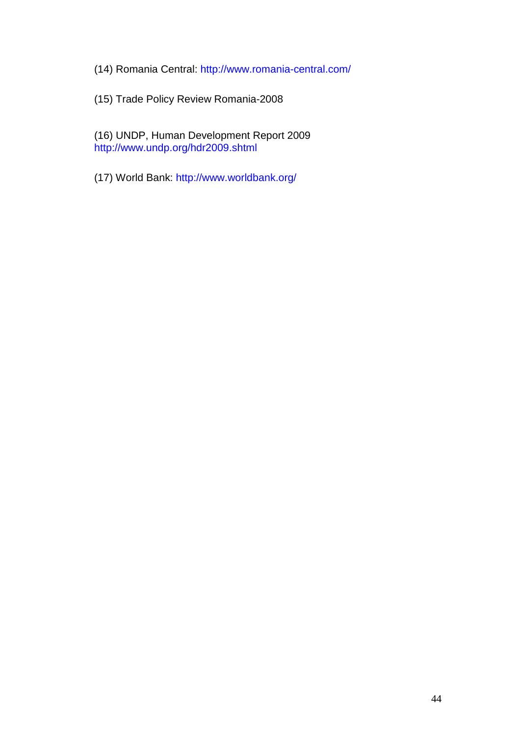(14) Romania Central: http://www.romania-central.com/

(15) Trade Policy Review Romania-2008

(16) UNDP, Human Development Report 2009
http://www.undp.org/hdr2009.shtml

(17) World Bank: http://www.worldbank.org/